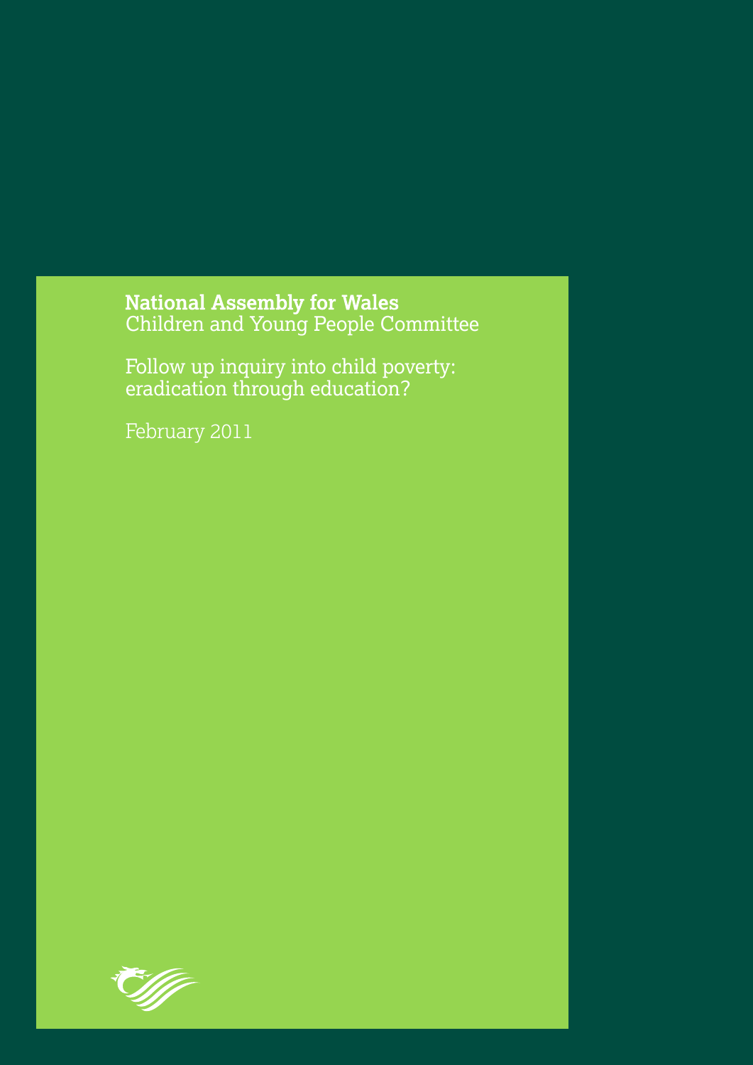**National Assembly for Wales**
Children and Young People Committee

Follow up inquiry into child poverty: eradication through education?

February 2011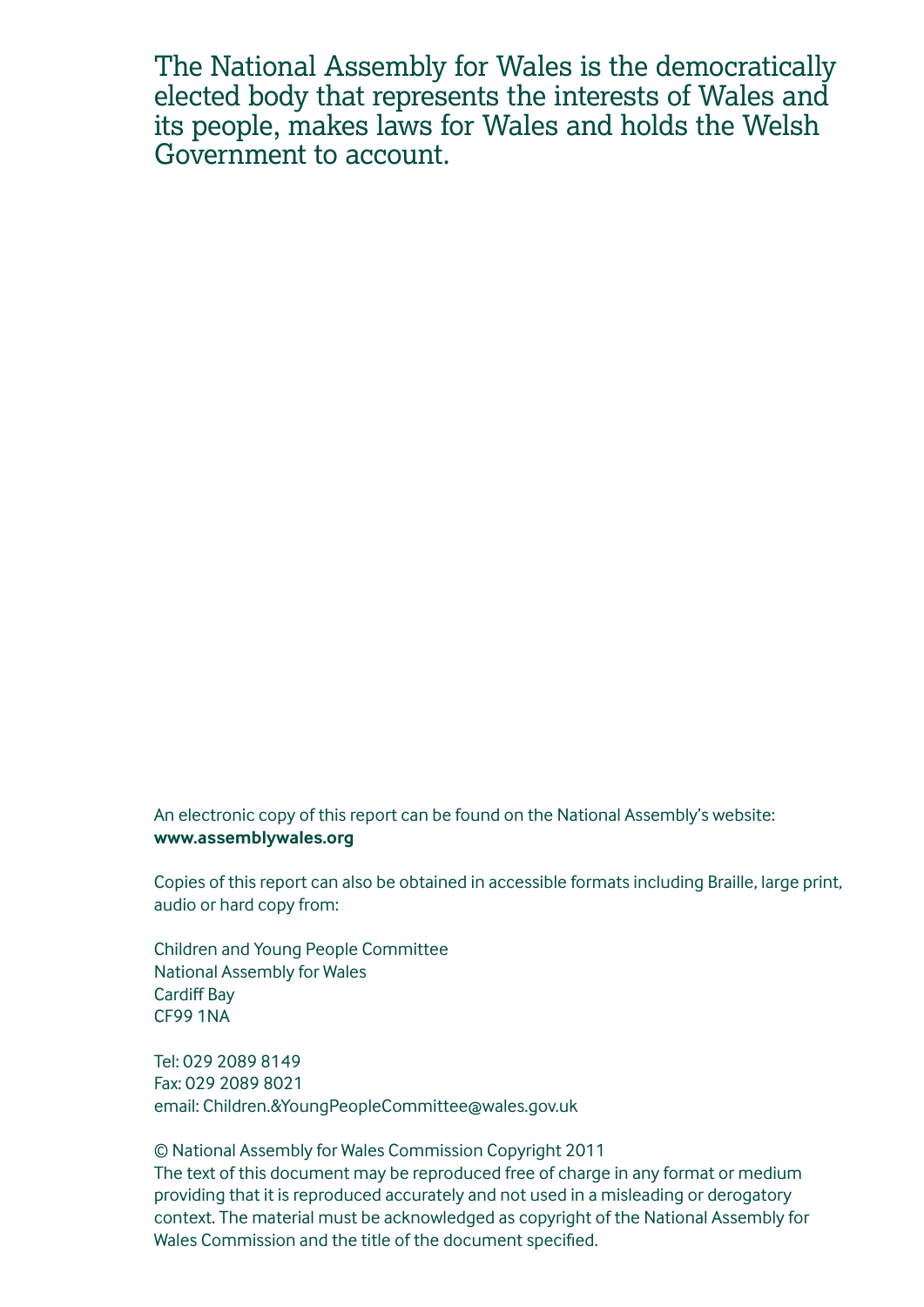The National Assembly for Wales is the democratically elected body that represents the interests of Wales and its people, makes laws for Wales and holds the Welsh Government to account.

An electronic copy of this report can be found on the National Assembly's website:
**www.assemblywales.org**

Copies of this report can also be obtained in accessible formats including Braille, large print, audio or hard copy from:

Children and Young People Committee
National Assembly for Wales
Cardiff Bay
CF99 1NA

Tel: 029 2089 8149
Fax: 029 2089 8021
email: Children.&YoungPeopleCommittee@wales.gov.uk

© National Assembly for Wales Commission Copyright 2011
The text of this document may be reproduced free of charge in any format or medium providing that it is reproduced accurately and not used in a misleading or derogatory context. The material must be acknowledged as copyright of the National Assembly for Wales Commission and the title of the document specified.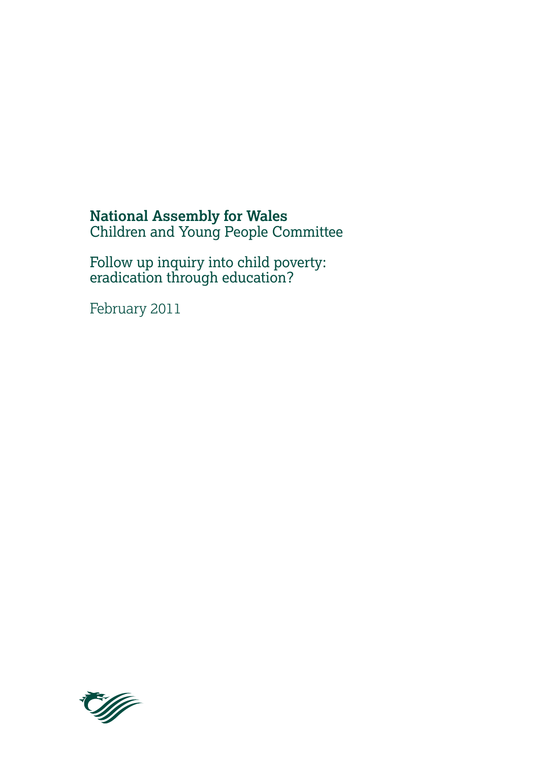**National Assembly for Wales**
Children and Young People Committee

Follow up inquiry into child poverty:
eradication through education?

February 2011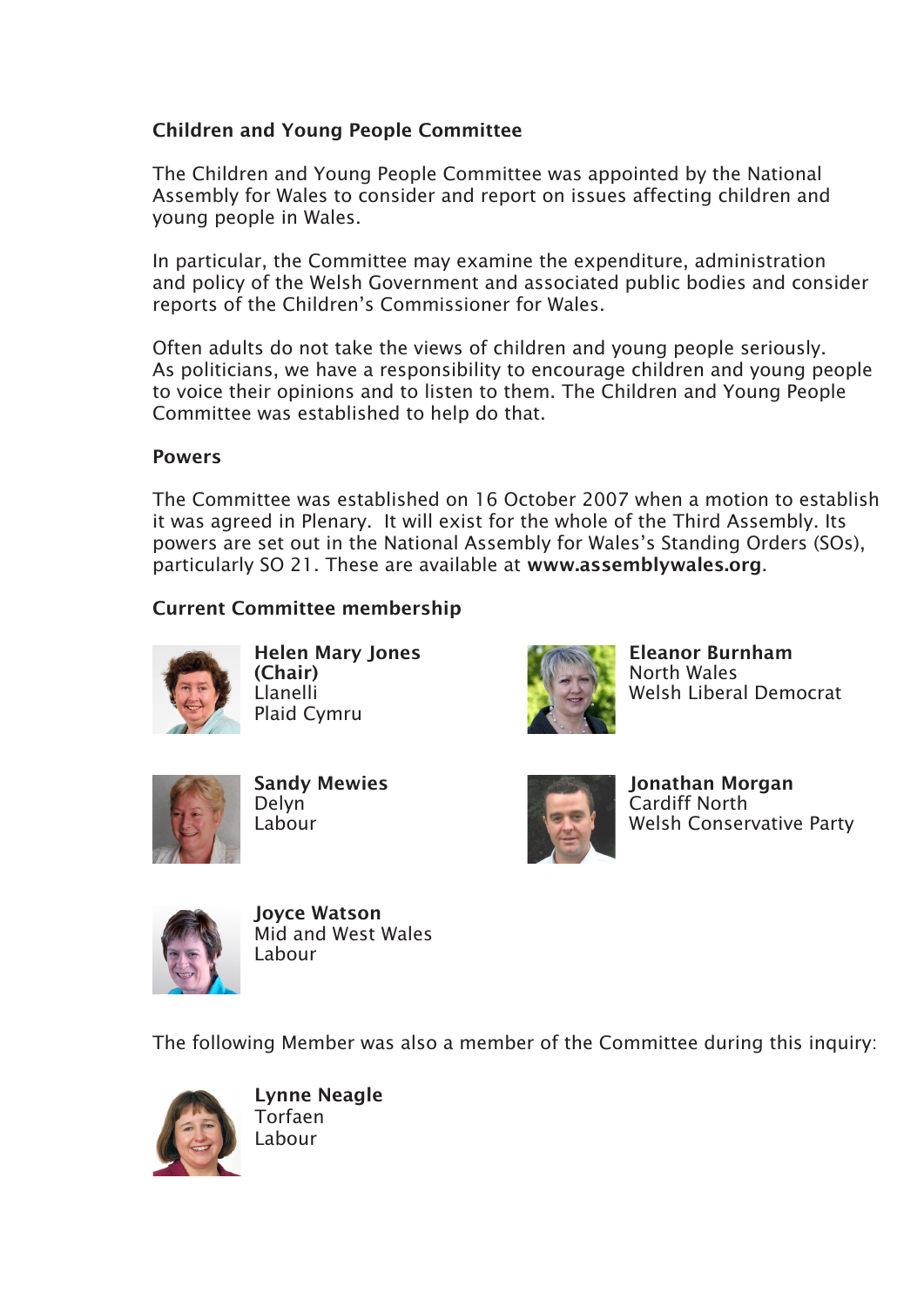## Children and Young People Committee

The Children and Young People Committee was appointed by the National Assembly for Wales to consider and report on issues affecting children and young people in Wales.

In particular, the Committee may examine the expenditure, administration and policy of the Welsh Government and associated public bodies and consider reports of the Children's Commissioner for Wales.

Often adults do not take the views of children and young people seriously. As politicians, we have a responsibility to encourage children and young people to voice their opinions and to listen to them. The Children and Young People Committee was established to help do that.

### Powers

The Committee was established on 16 October 2007 when a motion to establish it was agreed in Plenary. It will exist for the whole of the Third Assembly. Its powers are set out in the National Assembly for Wales's Standing Orders (SOs), particularly SO 21. These are available at **www.assemblywales.org**.

### Current Committee membership

**Helen Mary Jones (Chair)**
Llanelli
Plaid Cymru

**Eleanor Burnham**
North Wales
Welsh Liberal Democrat

**Sandy Mewies**
Delyn
Labour

**Jonathan Morgan**
Cardiff North
Welsh Conservative Party

**Joyce Watson**
Mid and West Wales
Labour

The following Member was also a member of the Committee during this inquiry:

**Lynne Neagle**
Torfaen
Labour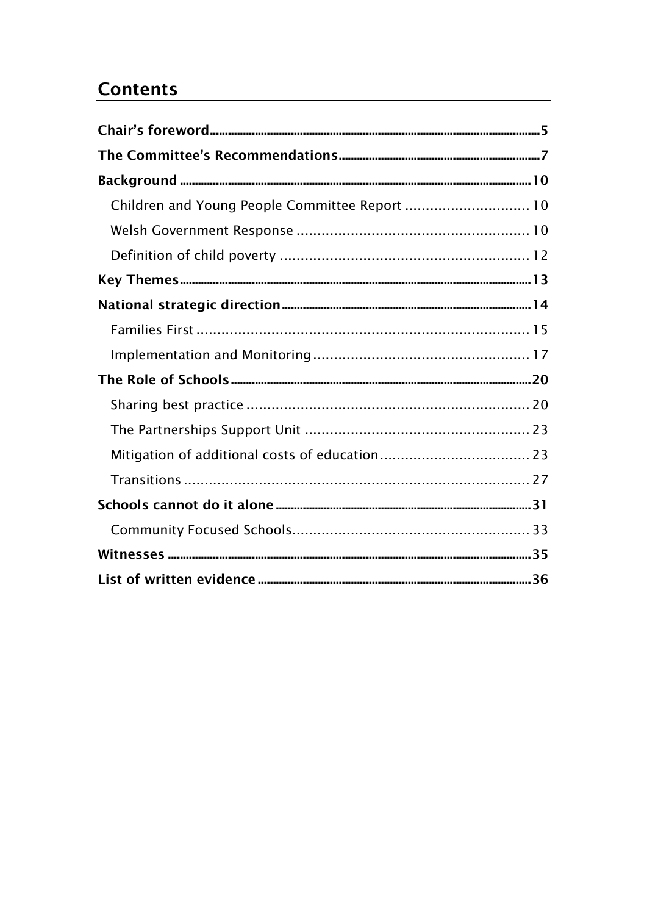## Contents

**Chair's foreword** .......... 5

**The Committee's Recommendations** .......... 7

**Background** .......... 10

- Children and Young People Committee Report .......... 10
- Welsh Government Response .......... 10
- Definition of child poverty .......... 12

**Key Themes** .......... 13

**National strategic direction** .......... 14

- Families First .......... 15
- Implementation and Monitoring .......... 17

**The Role of Schools** .......... 20

- Sharing best practice .......... 20
- The Partnerships Support Unit .......... 23
- Mitigation of additional costs of education .......... 23
- Transitions .......... 27

**Schools cannot do it alone** .......... 31

- Community Focused Schools .......... 33

**Witnesses** .......... 35

**List of written evidence** .......... 36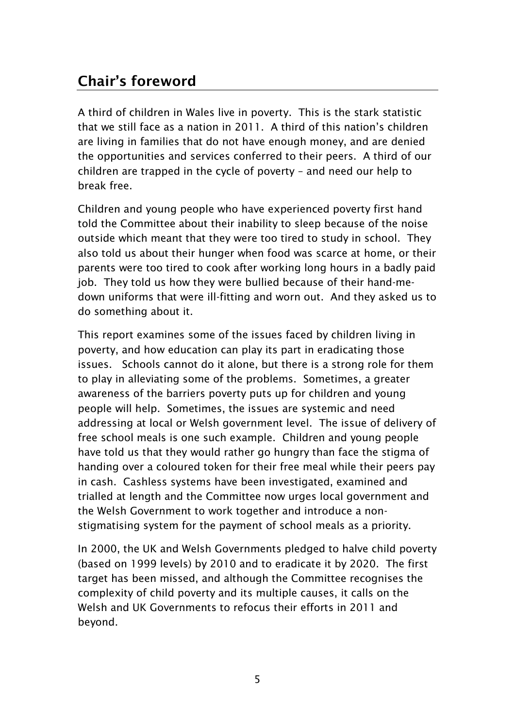## Chair's foreword

A third of children in Wales live in poverty. This is the stark statistic that we still face as a nation in 2011. A third of this nation's children are living in families that do not have enough money, and are denied the opportunities and services conferred to their peers. A third of our children are trapped in the cycle of poverty – and need our help to break free.

Children and young people who have experienced poverty first hand told the Committee about their inability to sleep because of the noise outside which meant that they were too tired to study in school. They also told us about their hunger when food was scarce at home, or their parents were too tired to cook after working long hours in a badly paid job. They told us how they were bullied because of their hand-me-down uniforms that were ill-fitting and worn out. And they asked us to do something about it.

This report examines some of the issues faced by children living in poverty, and how education can play its part in eradicating those issues. Schools cannot do it alone, but there is a strong role for them to play in alleviating some of the problems. Sometimes, a greater awareness of the barriers poverty puts up for children and young people will help. Sometimes, the issues are systemic and need addressing at local or Welsh government level. The issue of delivery of free school meals is one such example. Children and young people have told us that they would rather go hungry than face the stigma of handing over a coloured token for their free meal while their peers pay in cash. Cashless systems have been investigated, examined and trialled at length and the Committee now urges local government and the Welsh Government to work together and introduce a non-stigmatising system for the payment of school meals as a priority.

In 2000, the UK and Welsh Governments pledged to halve child poverty (based on 1999 levels) by 2010 and to eradicate it by 2020. The first target has been missed, and although the Committee recognises the complexity of child poverty and its multiple causes, it calls on the Welsh and UK Governments to refocus their efforts in 2011 and beyond.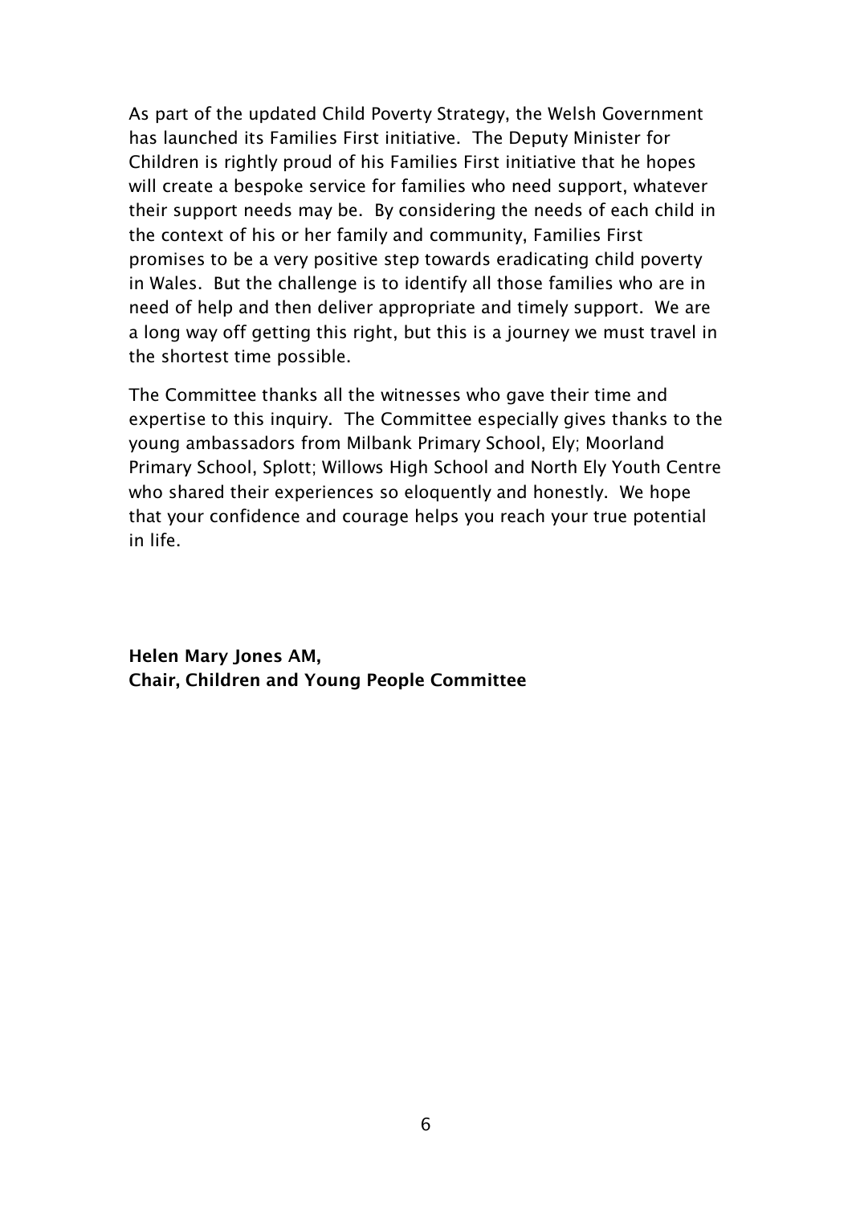As part of the updated Child Poverty Strategy, the Welsh Government has launched its Families First initiative. The Deputy Minister for Children is rightly proud of his Families First initiative that he hopes will create a bespoke service for families who need support, whatever their support needs may be. By considering the needs of each child in the context of his or her family and community, Families First promises to be a very positive step towards eradicating child poverty in Wales. But the challenge is to identify all those families who are in need of help and then deliver appropriate and timely support. We are a long way off getting this right, but this is a journey we must travel in the shortest time possible.

The Committee thanks all the witnesses who gave their time and expertise to this inquiry. The Committee especially gives thanks to the young ambassadors from Milbank Primary School, Ely; Moorland Primary School, Splott; Willows High School and North Ely Youth Centre who shared their experiences so eloquently and honestly. We hope that your confidence and courage helps you reach your true potential in life.

**Helen Mary Jones AM,**
**Chair, Children and Young People Committee**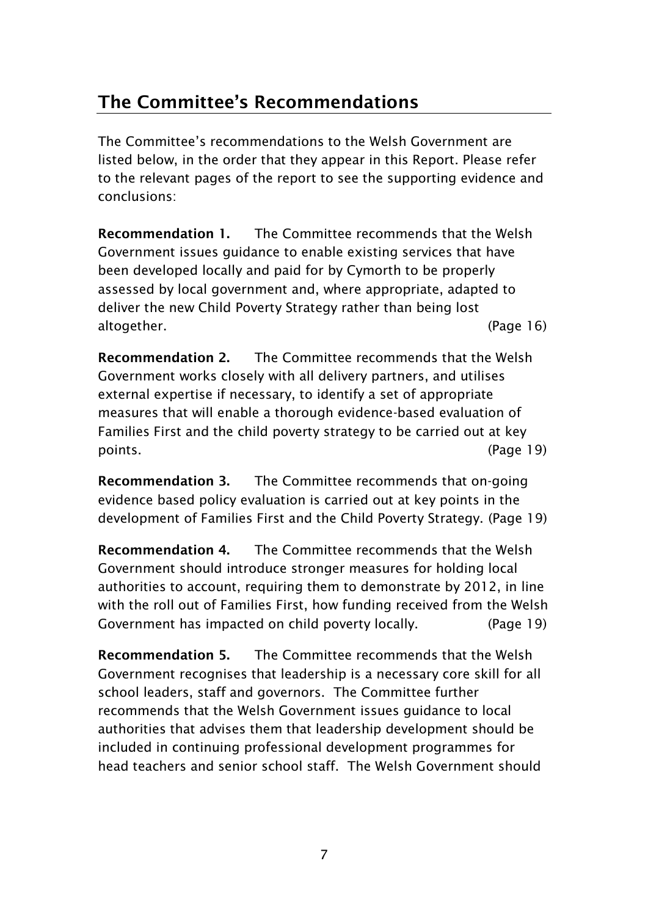## The Committee's Recommendations

The Committee's recommendations to the Welsh Government are listed below, in the order that they appear in this Report. Please refer to the relevant pages of the report to see the supporting evidence and conclusions:

**Recommendation 1.** The Committee recommends that the Welsh Government issues guidance to enable existing services that have been developed locally and paid for by Cymorth to be properly assessed by local government and, where appropriate, adapted to deliver the new Child Poverty Strategy rather than being lost altogether. (Page 16)

**Recommendation 2.** The Committee recommends that the Welsh Government works closely with all delivery partners, and utilises external expertise if necessary, to identify a set of appropriate measures that will enable a thorough evidence-based evaluation of Families First and the child poverty strategy to be carried out at key points. (Page 19)

**Recommendation 3.** The Committee recommends that on-going evidence based policy evaluation is carried out at key points in the development of Families First and the Child Poverty Strategy. (Page 19)

**Recommendation 4.** The Committee recommends that the Welsh Government should introduce stronger measures for holding local authorities to account, requiring them to demonstrate by 2012, in line with the roll out of Families First, how funding received from the Welsh Government has impacted on child poverty locally. (Page 19)

**Recommendation 5.** The Committee recommends that the Welsh Government recognises that leadership is a necessary core skill for all school leaders, staff and governors. The Committee further recommends that the Welsh Government issues guidance to local authorities that advises them that leadership development should be included in continuing professional development programmes for head teachers and senior school staff. The Welsh Government should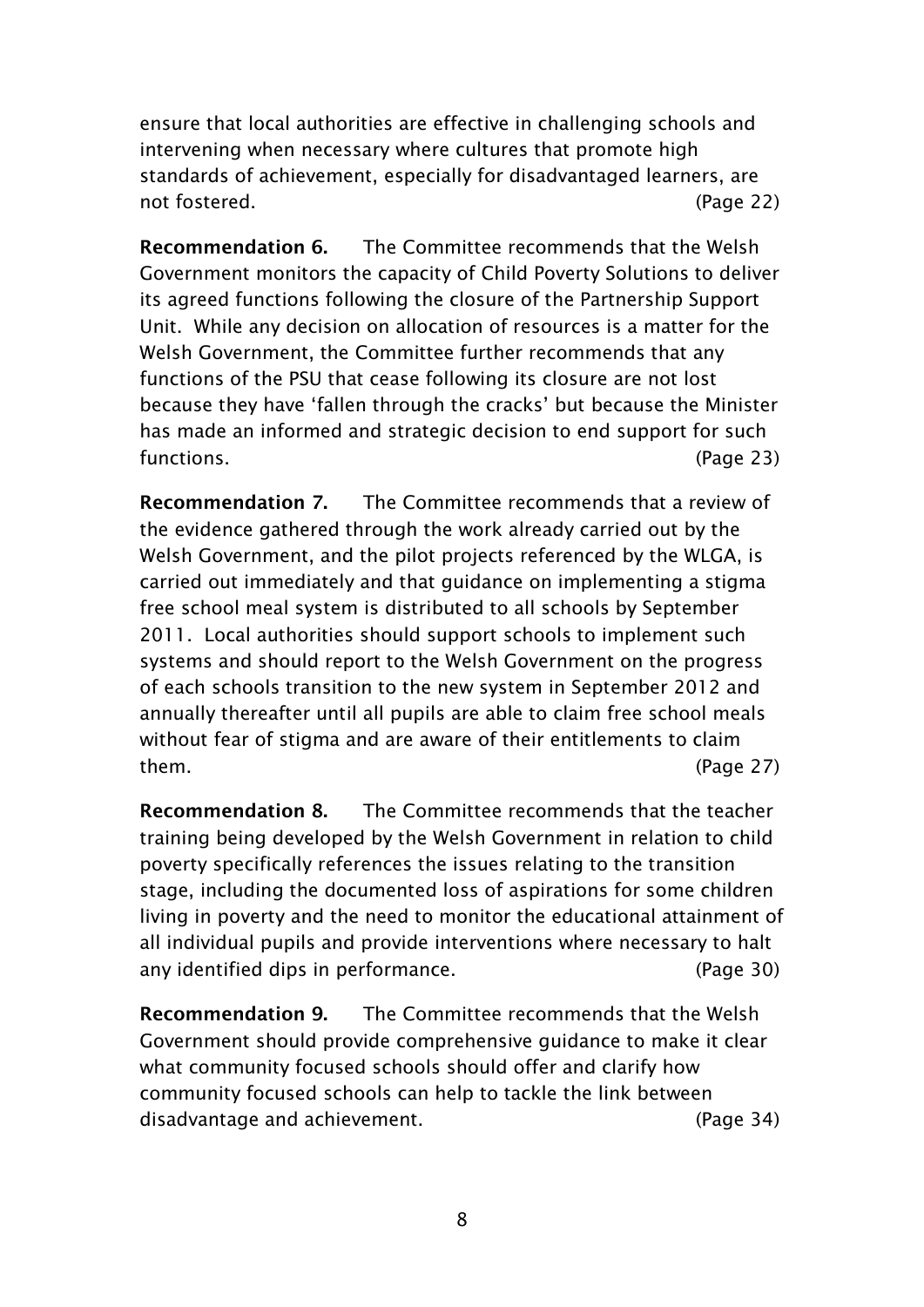ensure that local authorities are effective in challenging schools and intervening when necessary where cultures that promote high standards of achievement, especially for disadvantaged learners, are not fostered. (Page 22)

**Recommendation 6.** The Committee recommends that the Welsh Government monitors the capacity of Child Poverty Solutions to deliver its agreed functions following the closure of the Partnership Support Unit. While any decision on allocation of resources is a matter for the Welsh Government, the Committee further recommends that any functions of the PSU that cease following its closure are not lost because they have 'fallen through the cracks' but because the Minister has made an informed and strategic decision to end support for such functions. (Page 23)

**Recommendation 7.** The Committee recommends that a review of the evidence gathered through the work already carried out by the Welsh Government, and the pilot projects referenced by the WLGA, is carried out immediately and that guidance on implementing a stigma free school meal system is distributed to all schools by September 2011. Local authorities should support schools to implement such systems and should report to the Welsh Government on the progress of each schools transition to the new system in September 2012 and annually thereafter until all pupils are able to claim free school meals without fear of stigma and are aware of their entitlements to claim them. (Page 27)

**Recommendation 8.** The Committee recommends that the teacher training being developed by the Welsh Government in relation to child poverty specifically references the issues relating to the transition stage, including the documented loss of aspirations for some children living in poverty and the need to monitor the educational attainment of all individual pupils and provide interventions where necessary to halt any identified dips in performance. (Page 30)

**Recommendation 9.** The Committee recommends that the Welsh Government should provide comprehensive guidance to make it clear what community focused schools should offer and clarify how community focused schools can help to tackle the link between disadvantage and achievement. (Page 34)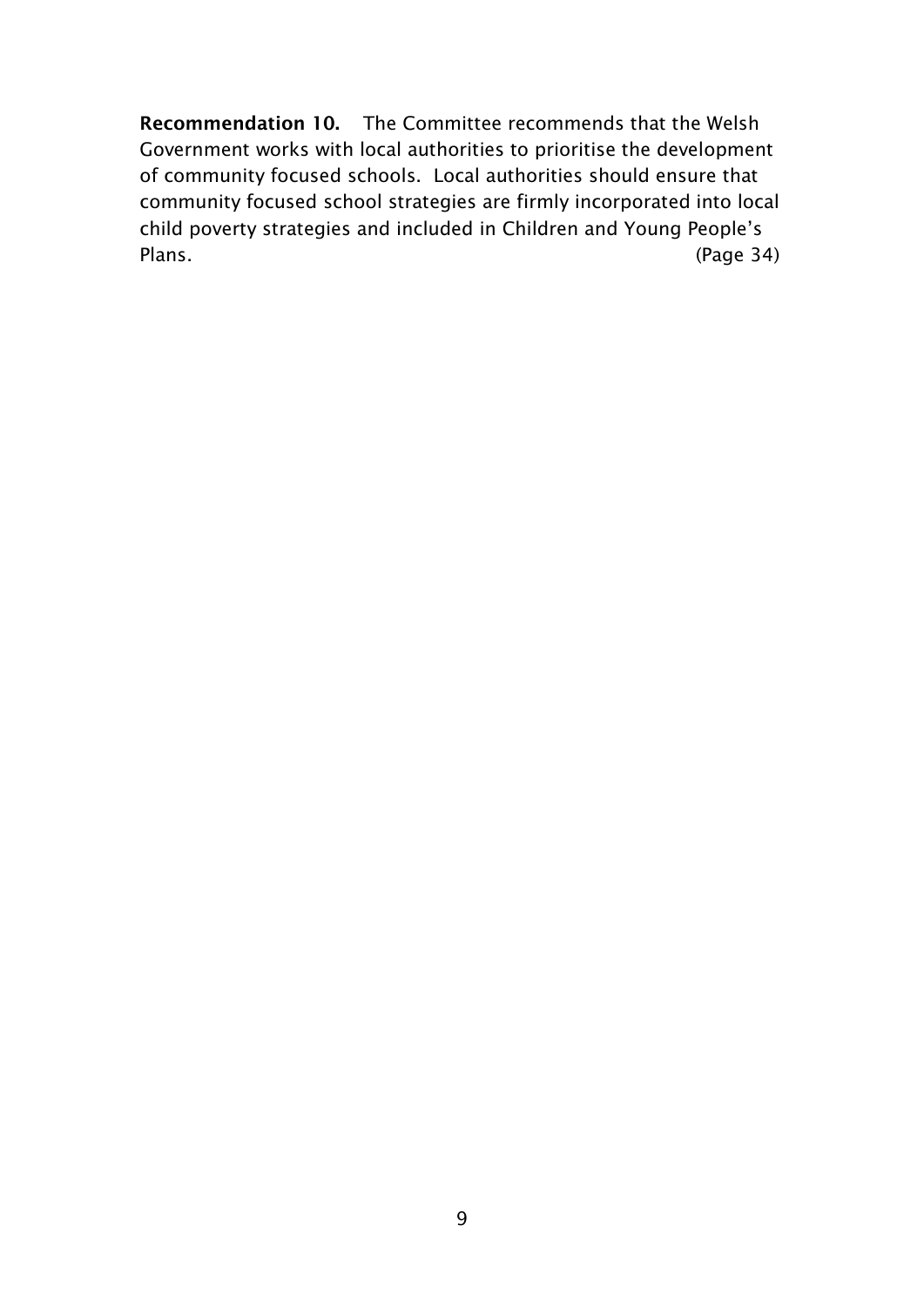**Recommendation 10.** The Committee recommends that the Welsh Government works with local authorities to prioritise the development of community focused schools. Local authorities should ensure that community focused school strategies are firmly incorporated into local child poverty strategies and included in Children and Young People's Plans. (Page 34)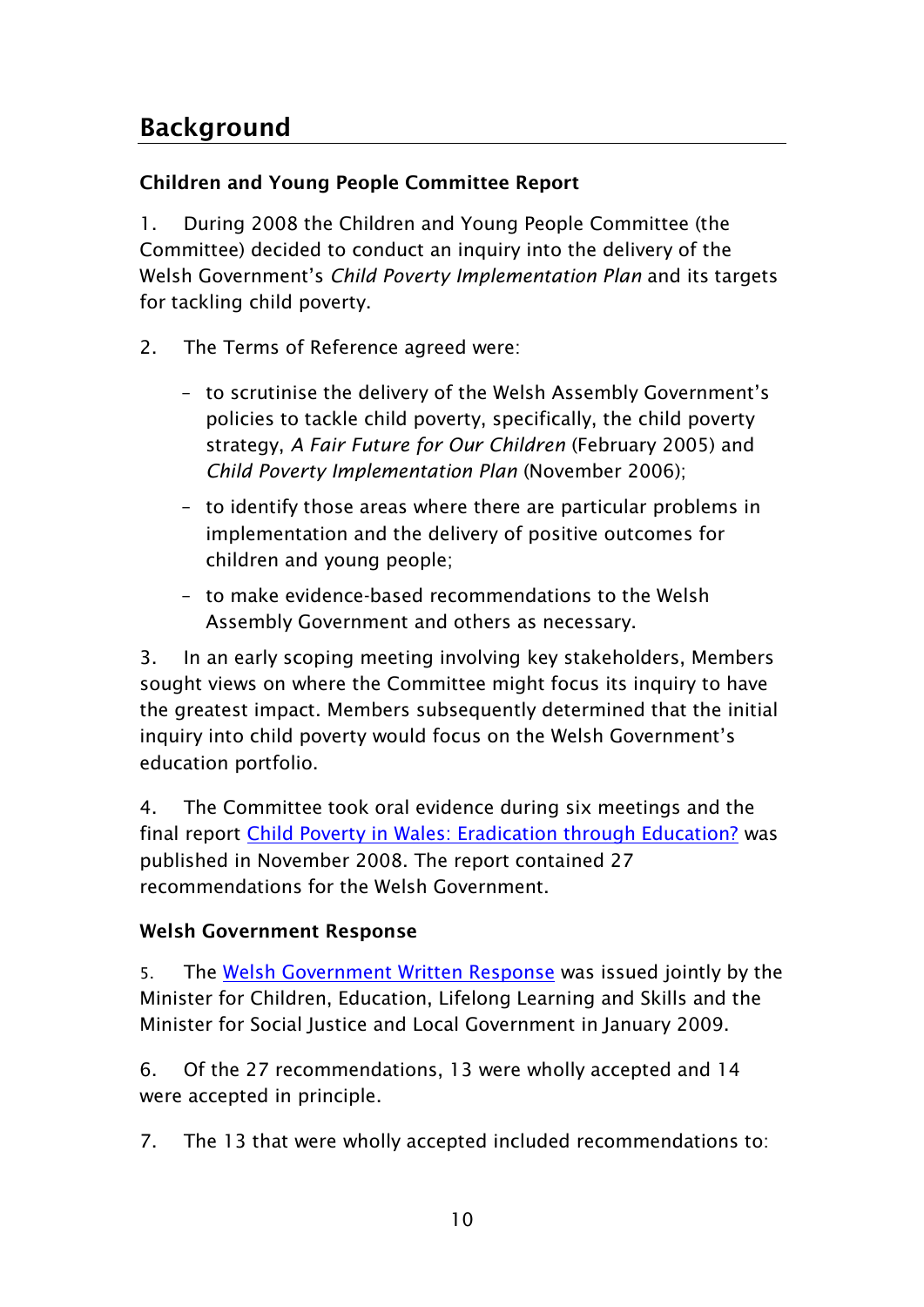## Background

### Children and Young People Committee Report

1. During 2008 the Children and Young People Committee (the Committee) decided to conduct an inquiry into the delivery of the Welsh Government's *Child Poverty Implementation Plan* and its targets for tackling child poverty.

2. The Terms of Reference agreed were:

   - to scrutinise the delivery of the Welsh Assembly Government's policies to tackle child poverty, specifically, the child poverty strategy, *A Fair Future for Our Children* (February 2005) and *Child Poverty Implementation Plan* (November 2006);
   - to identify those areas where there are particular problems in implementation and the delivery of positive outcomes for children and young people;
   - to make evidence-based recommendations to the Welsh Assembly Government and others as necessary.

3. In an early scoping meeting involving key stakeholders, Members sought views on where the Committee might focus its inquiry to have the greatest impact. Members subsequently determined that the initial inquiry into child poverty would focus on the Welsh Government's education portfolio.

4. The Committee took oral evidence during six meetings and the final report Child Poverty in Wales: Eradication through Education? was published in November 2008. The report contained 27 recommendations for the Welsh Government.

### Welsh Government Response

5. The Welsh Government Written Response was issued jointly by the Minister for Children, Education, Lifelong Learning and Skills and the Minister for Social Justice and Local Government in January 2009.

6. Of the 27 recommendations, 13 were wholly accepted and 14 were accepted in principle.

7. The 13 that were wholly accepted included recommendations to: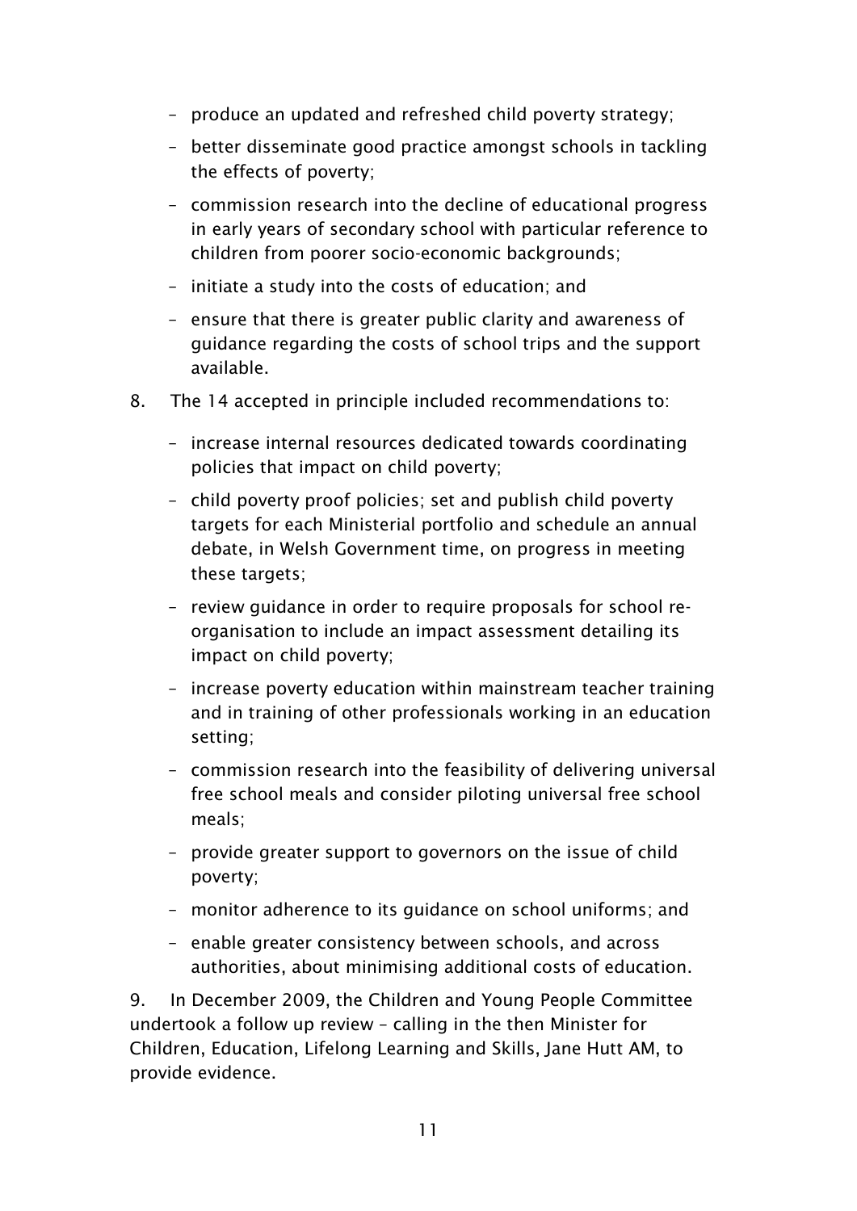- produce an updated and refreshed child poverty strategy;
- better disseminate good practice amongst schools in tackling the effects of poverty;
- commission research into the decline of educational progress in early years of secondary school with particular reference to children from poorer socio-economic backgrounds;
- initiate a study into the costs of education; and
- ensure that there is greater public clarity and awareness of guidance regarding the costs of school trips and the support available.

8. The 14 accepted in principle included recommendations to:

- increase internal resources dedicated towards coordinating policies that impact on child poverty;
- child poverty proof policies; set and publish child poverty targets for each Ministerial portfolio and schedule an annual debate, in Welsh Government time, on progress in meeting these targets;
- review guidance in order to require proposals for school re-organisation to include an impact assessment detailing its impact on child poverty;
- increase poverty education within mainstream teacher training and in training of other professionals working in an education setting;
- commission research into the feasibility of delivering universal free school meals and consider piloting universal free school meals;
- provide greater support to governors on the issue of child poverty;
- monitor adherence to its guidance on school uniforms; and
- enable greater consistency between schools, and across authorities, about minimising additional costs of education.

9. In December 2009, the Children and Young People Committee undertook a follow up review – calling in the then Minister for Children, Education, Lifelong Learning and Skills, Jane Hutt AM, to provide evidence.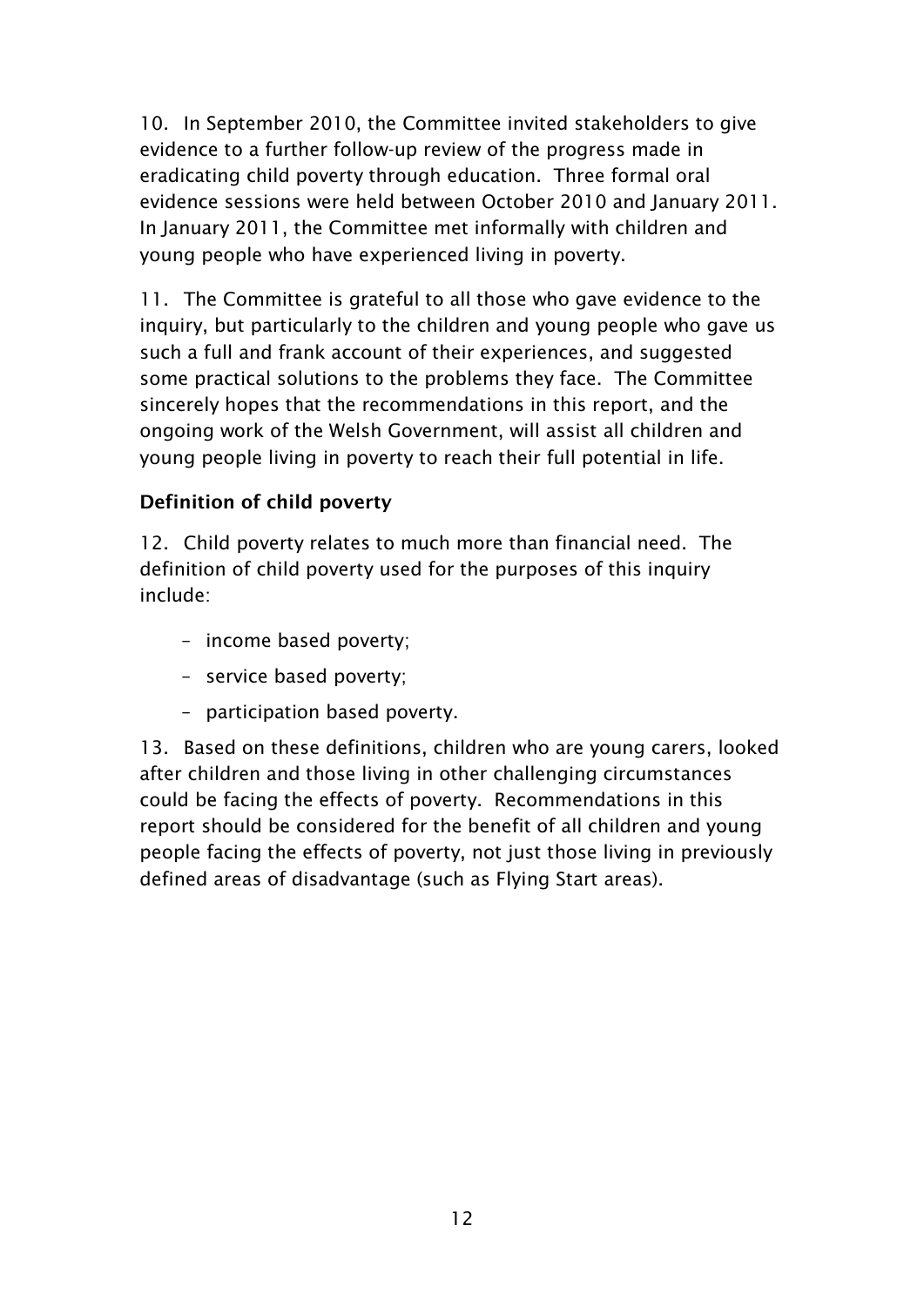10. In September 2010, the Committee invited stakeholders to give evidence to a further follow-up review of the progress made in eradicating child poverty through education. Three formal oral evidence sessions were held between October 2010 and January 2011. In January 2011, the Committee met informally with children and young people who have experienced living in poverty.

11. The Committee is grateful to all those who gave evidence to the inquiry, but particularly to the children and young people who gave us such a full and frank account of their experiences, and suggested some practical solutions to the problems they face. The Committee sincerely hopes that the recommendations in this report, and the ongoing work of the Welsh Government, will assist all children and young people living in poverty to reach their full potential in life.

### Definition of child poverty

12. Child poverty relates to much more than financial need. The definition of child poverty used for the purposes of this inquiry include:

- income based poverty;
- service based poverty;
- participation based poverty.

13. Based on these definitions, children who are young carers, looked after children and those living in other challenging circumstances could be facing the effects of poverty. Recommendations in this report should be considered for the benefit of all children and young people facing the effects of poverty, not just those living in previously defined areas of disadvantage (such as Flying Start areas).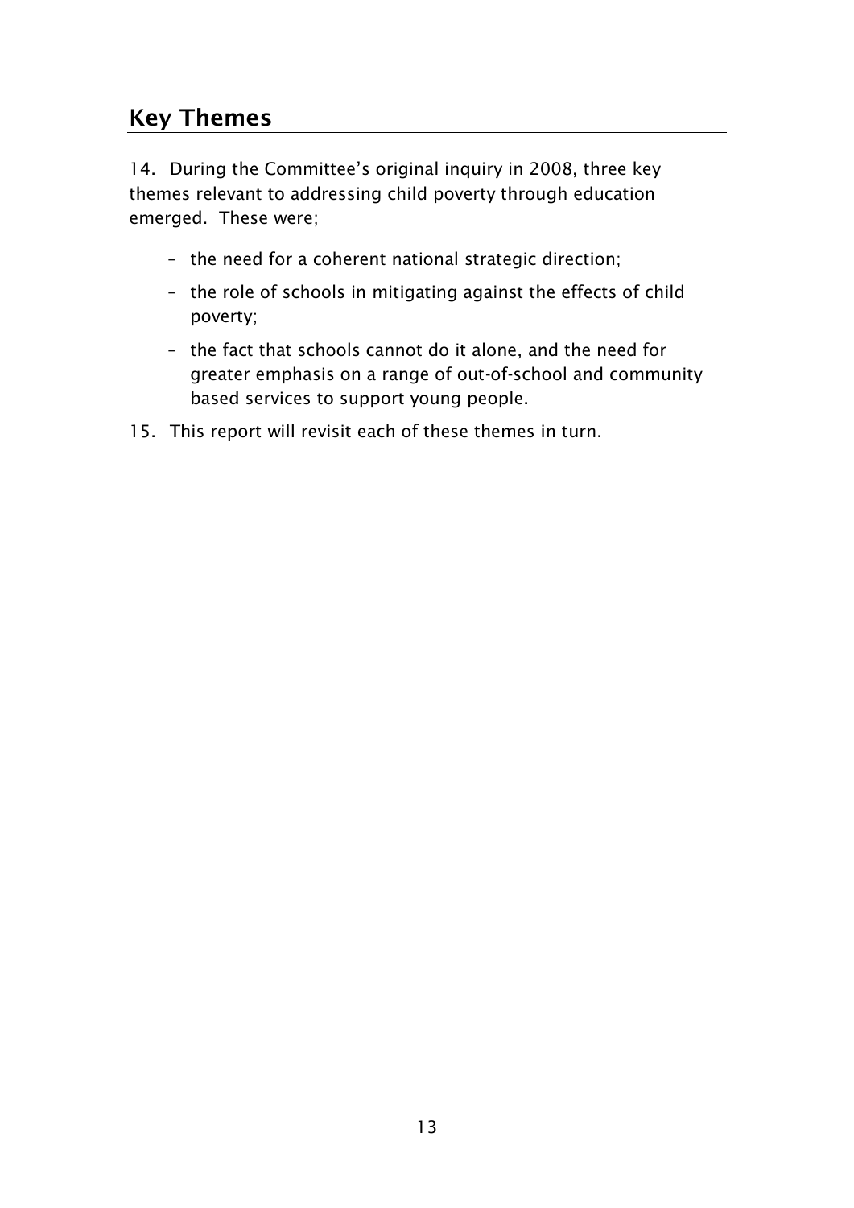## Key Themes

14. During the Committee's original inquiry in 2008, three key themes relevant to addressing child poverty through education emerged. These were;

- the need for a coherent national strategic direction;
- the role of schools in mitigating against the effects of child poverty;
- the fact that schools cannot do it alone, and the need for greater emphasis on a range of out-of-school and community based services to support young people.

15. This report will revisit each of these themes in turn.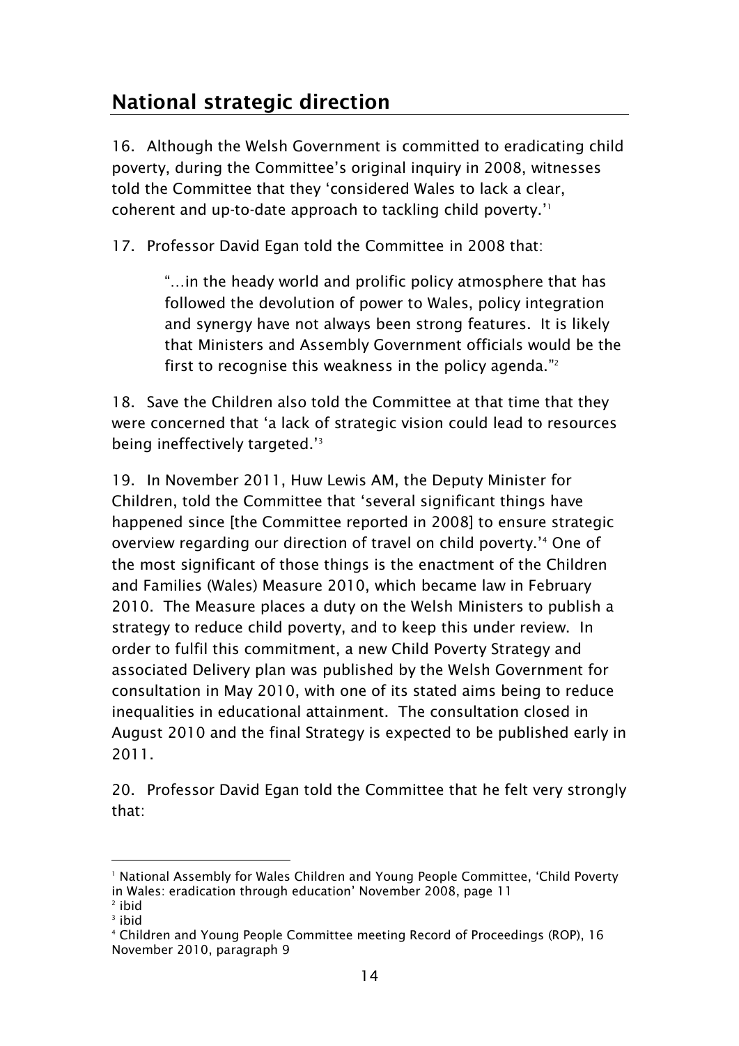## National strategic direction

16. Although the Welsh Government is committed to eradicating child poverty, during the Committee's original inquiry in 2008, witnesses told the Committee that they 'considered Wales to lack a clear, coherent and up-to-date approach to tackling child poverty.'[1]

17. Professor David Egan told the Committee in 2008 that:

> "…in the heady world and prolific policy atmosphere that has followed the devolution of power to Wales, policy integration and synergy have not always been strong features. It is likely that Ministers and Assembly Government officials would be the first to recognise this weakness in the policy agenda."[2]

18. Save the Children also told the Committee at that time that they were concerned that 'a lack of strategic vision could lead to resources being ineffectively targeted.'[3]

19. In November 2011, Huw Lewis AM, the Deputy Minister for Children, told the Committee that 'several significant things have happened since [the Committee reported in 2008] to ensure strategic overview regarding our direction of travel on child poverty.'[4] One of the most significant of those things is the enactment of the Children and Families (Wales) Measure 2010, which became law in February 2010. The Measure places a duty on the Welsh Ministers to publish a strategy to reduce child poverty, and to keep this under review. In order to fulfil this commitment, a new Child Poverty Strategy and associated Delivery plan was published by the Welsh Government for consultation in May 2010, with one of its stated aims being to reduce inequalities in educational attainment. The consultation closed in August 2010 and the final Strategy is expected to be published early in 2011.

20. Professor David Egan told the Committee that he felt very strongly that:

---

[1] National Assembly for Wales Children and Young People Committee, 'Child Poverty in Wales: eradication through education' November 2008, page 11

[2] ibid

[3] ibid

[4] Children and Young People Committee meeting Record of Proceedings (ROP), 16 November 2010, paragraph 9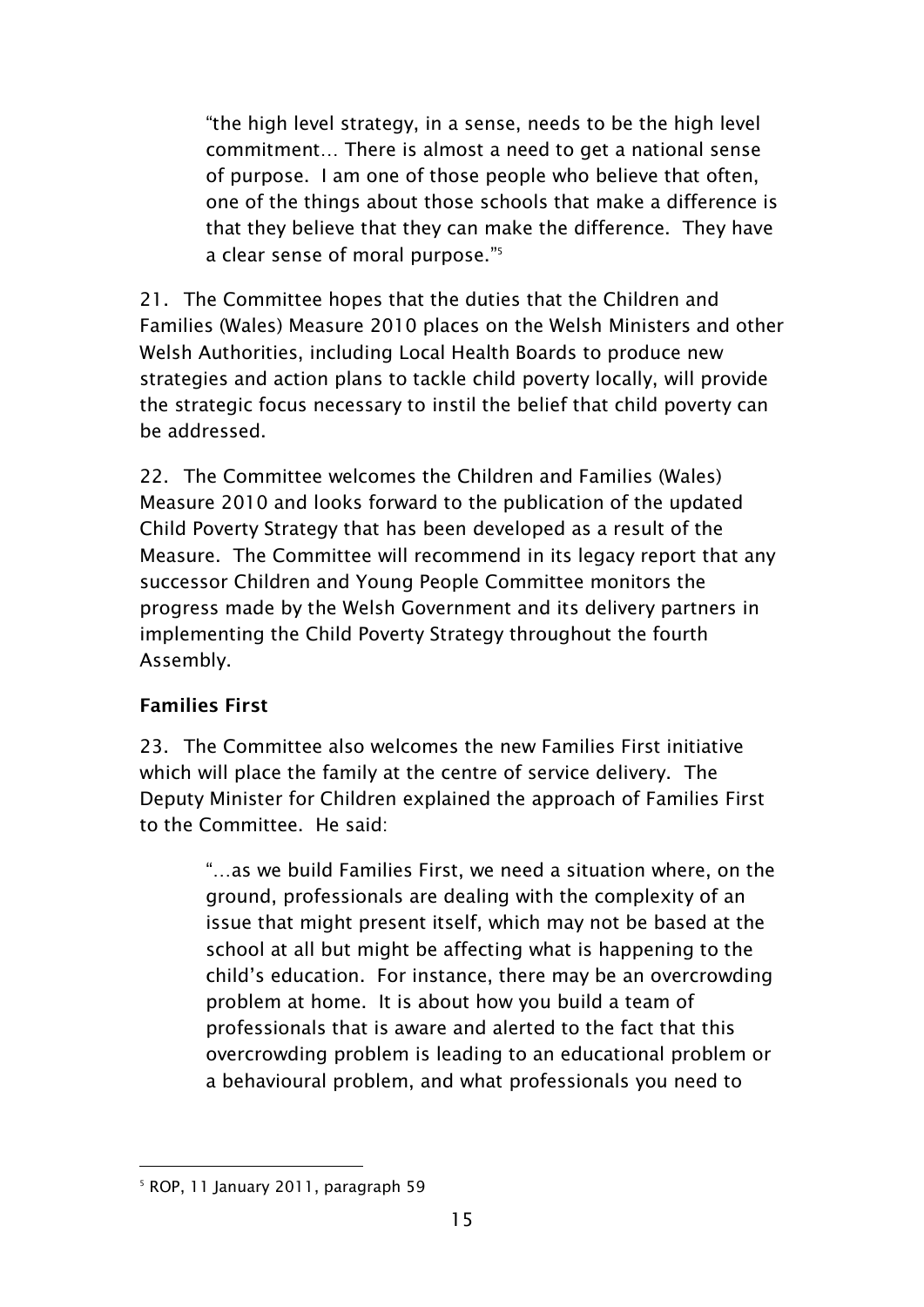> "the high level strategy, in a sense, needs to be the high level commitment… There is almost a need to get a national sense of purpose. I am one of those people who believe that often, one of the things about those schools that make a difference is that they believe that they can make the difference. They have a clear sense of moral purpose."[5]

21. The Committee hopes that the duties that the Children and Families (Wales) Measure 2010 places on the Welsh Ministers and other Welsh Authorities, including Local Health Boards to produce new strategies and action plans to tackle child poverty locally, will provide the strategic focus necessary to instil the belief that child poverty can be addressed.

22. The Committee welcomes the Children and Families (Wales) Measure 2010 and looks forward to the publication of the updated Child Poverty Strategy that has been developed as a result of the Measure. The Committee will recommend in its legacy report that any successor Children and Young People Committee monitors the progress made by the Welsh Government and its delivery partners in implementing the Child Poverty Strategy throughout the fourth Assembly.

**Families First**

23. The Committee also welcomes the new Families First initiative which will place the family at the centre of service delivery. The Deputy Minister for Children explained the approach of Families First to the Committee. He said:

> "…as we build Families First, we need a situation where, on the ground, professionals are dealing with the complexity of an issue that might present itself, which may not be based at the school at all but might be affecting what is happening to the child's education. For instance, there may be an overcrowding problem at home. It is about how you build a team of professionals that is aware and alerted to the fact that this overcrowding problem is leading to an educational problem or a behavioural problem, and what professionals you need to

[5] ROP, 11 January 2011, paragraph 59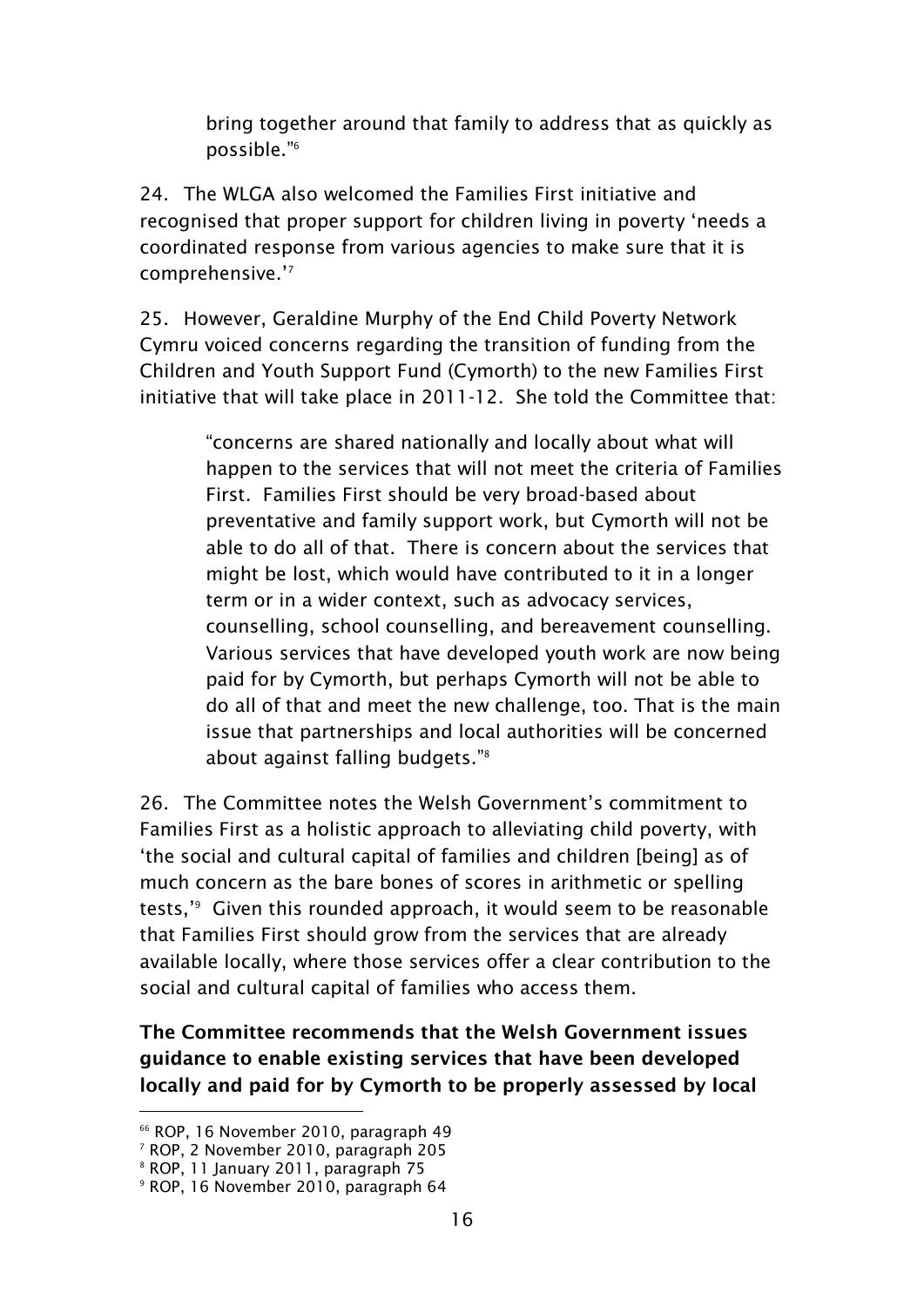bring together around that family to address that as quickly as possible."[6]

24. The WLGA also welcomed the Families First initiative and recognised that proper support for children living in poverty 'needs a coordinated response from various agencies to make sure that it is comprehensive.'[7]

25. However, Geraldine Murphy of the End Child Poverty Network Cymru voiced concerns regarding the transition of funding from the Children and Youth Support Fund (Cymorth) to the new Families First initiative that will take place in 2011-12. She told the Committee that:

> "concerns are shared nationally and locally about what will happen to the services that will not meet the criteria of Families First. Families First should be very broad-based about preventative and family support work, but Cymorth will not be able to do all of that. There is concern about the services that might be lost, which would have contributed to it in a longer term or in a wider context, such as advocacy services, counselling, school counselling, and bereavement counselling. Various services that have developed youth work are now being paid for by Cymorth, but perhaps Cymorth will not be able to do all of that and meet the new challenge, too. That is the main issue that partnerships and local authorities will be concerned about against falling budgets."[8]

26. The Committee notes the Welsh Government's commitment to Families First as a holistic approach to alleviating child poverty, with 'the social and cultural capital of families and children [being] as of much concern as the bare bones of scores in arithmetic or spelling tests,'[9] Given this rounded approach, it would seem to be reasonable that Families First should grow from the services that are already available locally, where those services offer a clear contribution to the social and cultural capital of families who access them.

**The Committee recommends that the Welsh Government issues guidance to enable existing services that have been developed locally and paid for by Cymorth to be properly assessed by local**

---

[66] ROP, 16 November 2010, paragraph 49

[7] ROP, 2 November 2010, paragraph 205

[8] ROP, 11 January 2011, paragraph 75

[9] ROP, 16 November 2010, paragraph 64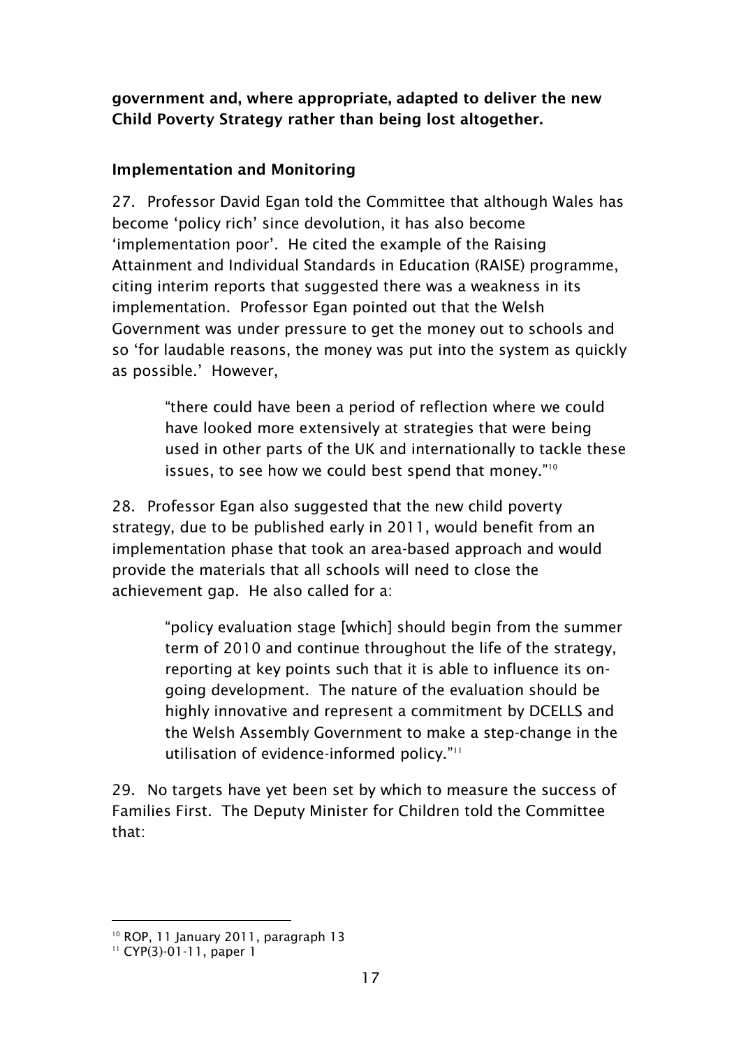**government and, where appropriate, adapted to deliver the new Child Poverty Strategy rather than being lost altogether.**

### Implementation and Monitoring

27. Professor David Egan told the Committee that although Wales has become 'policy rich' since devolution, it has also become 'implementation poor'. He cited the example of the Raising Attainment and Individual Standards in Education (RAISE) programme, citing interim reports that suggested there was a weakness in its implementation. Professor Egan pointed out that the Welsh Government was under pressure to get the money out to schools and so 'for laudable reasons, the money was put into the system as quickly as possible.' However,

> "there could have been a period of reflection where we could have looked more extensively at strategies that were being used in other parts of the UK and internationally to tackle these issues, to see how we could best spend that money."[10]

28. Professor Egan also suggested that the new child poverty strategy, due to be published early in 2011, would benefit from an implementation phase that took an area-based approach and would provide the materials that all schools will need to close the achievement gap. He also called for a:

> "policy evaluation stage [which] should begin from the summer term of 2010 and continue throughout the life of the strategy, reporting at key points such that it is able to influence its on-going development. The nature of the evaluation should be highly innovative and represent a commitment by DCELLS and the Welsh Assembly Government to make a step-change in the utilisation of evidence-informed policy."[11]

29. No targets have yet been set by which to measure the success of Families First. The Deputy Minister for Children told the Committee that:

---

[10] ROP, 11 January 2011, paragraph 13

[11] CYP(3)-01-11, paper 1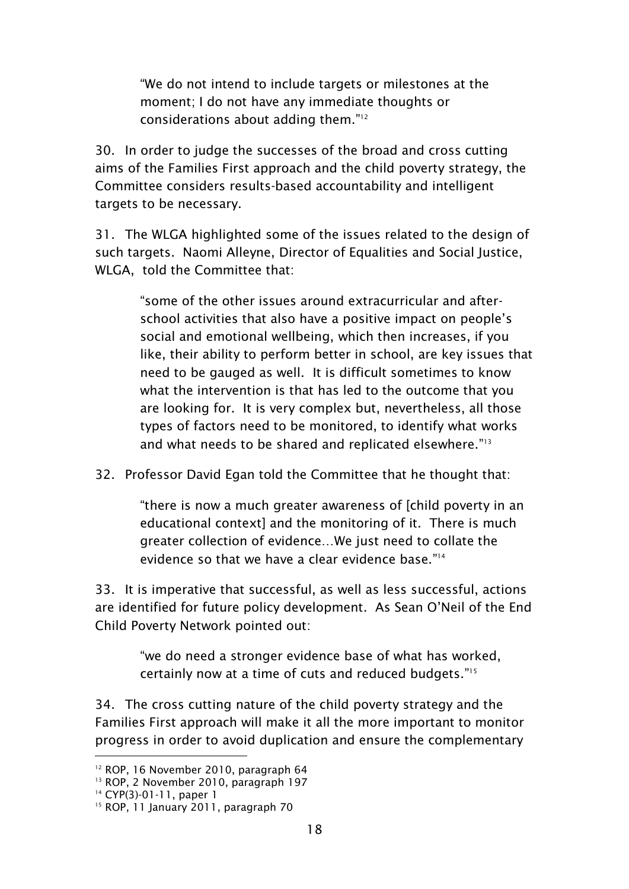> "We do not intend to include targets or milestones at the moment; I do not have any immediate thoughts or considerations about adding them."[12]

30. In order to judge the successes of the broad and cross cutting aims of the Families First approach and the child poverty strategy, the Committee considers results-based accountability and intelligent targets to be necessary.

31. The WLGA highlighted some of the issues related to the design of such targets. Naomi Alleyne, Director of Equalities and Social Justice, WLGA, told the Committee that:

> "some of the other issues around extracurricular and after-school activities that also have a positive impact on people's social and emotional wellbeing, which then increases, if you like, their ability to perform better in school, are key issues that need to be gauged as well. It is difficult sometimes to know what the intervention is that has led to the outcome that you are looking for. It is very complex but, nevertheless, all those types of factors need to be monitored, to identify what works and what needs to be shared and replicated elsewhere."[13]

32. Professor David Egan told the Committee that he thought that:

> "there is now a much greater awareness of [child poverty in an educational context] and the monitoring of it. There is much greater collection of evidence…We just need to collate the evidence so that we have a clear evidence base."[14]

33. It is imperative that successful, as well as less successful, actions are identified for future policy development. As Sean O'Neil of the End Child Poverty Network pointed out:

> "we do need a stronger evidence base of what has worked, certainly now at a time of cuts and reduced budgets."[15]

34. The cross cutting nature of the child poverty strategy and the Families First approach will make it all the more important to monitor progress in order to avoid duplication and ensure the complementary

---

[12] ROP, 16 November 2010, paragraph 64

[13] ROP, 2 November 2010, paragraph 197

[14] CYP(3)-01-11, paper 1

[15] ROP, 11 January 2011, paragraph 70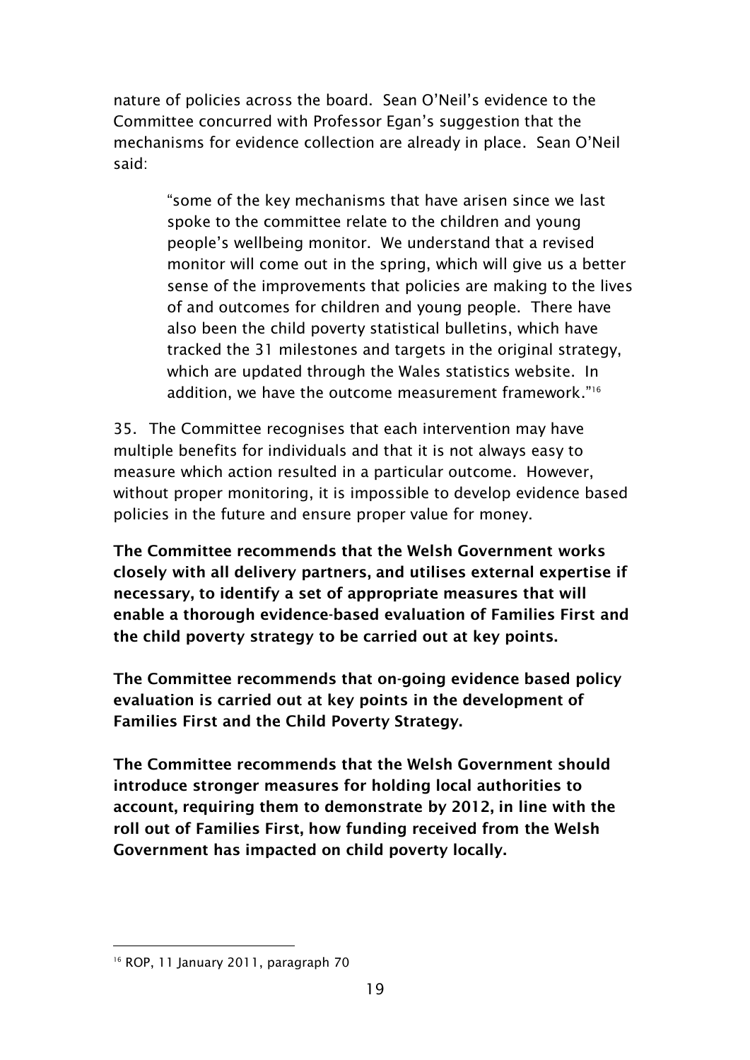nature of policies across the board. Sean O'Neil's evidence to the Committee concurred with Professor Egan's suggestion that the mechanisms for evidence collection are already in place. Sean O'Neil said:

> "some of the key mechanisms that have arisen since we last spoke to the committee relate to the children and young people's wellbeing monitor. We understand that a revised monitor will come out in the spring, which will give us a better sense of the improvements that policies are making to the lives of and outcomes for children and young people. There have also been the child poverty statistical bulletins, which have tracked the 31 milestones and targets in the original strategy, which are updated through the Wales statistics website. In addition, we have the outcome measurement framework."[16]

35. The Committee recognises that each intervention may have multiple benefits for individuals and that it is not always easy to measure which action resulted in a particular outcome. However, without proper monitoring, it is impossible to develop evidence based policies in the future and ensure proper value for money.

**The Committee recommends that the Welsh Government works closely with all delivery partners, and utilises external expertise if necessary, to identify a set of appropriate measures that will enable a thorough evidence-based evaluation of Families First and the child poverty strategy to be carried out at key points.**

**The Committee recommends that on-going evidence based policy evaluation is carried out at key points in the development of Families First and the Child Poverty Strategy.**

**The Committee recommends that the Welsh Government should introduce stronger measures for holding local authorities to account, requiring them to demonstrate by 2012, in line with the roll out of Families First, how funding received from the Welsh Government has impacted on child poverty locally.**

---

[16] ROP, 11 January 2011, paragraph 70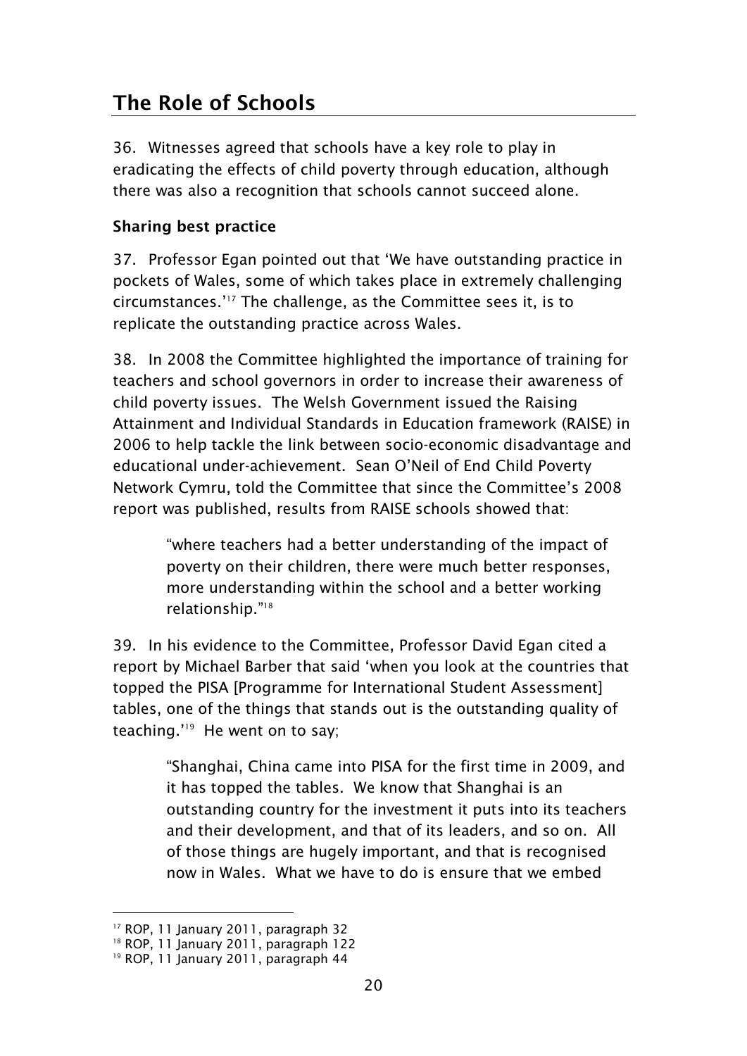## The Role of Schools

36. Witnesses agreed that schools have a key role to play in eradicating the effects of child poverty through education, although there was also a recognition that schools cannot succeed alone.

### Sharing best practice

37. Professor Egan pointed out that 'We have outstanding practice in pockets of Wales, some of which takes place in extremely challenging circumstances.'[17] The challenge, as the Committee sees it, is to replicate the outstanding practice across Wales.

38. In 2008 the Committee highlighted the importance of training for teachers and school governors in order to increase their awareness of child poverty issues. The Welsh Government issued the Raising Attainment and Individual Standards in Education framework (RAISE) in 2006 to help tackle the link between socio-economic disadvantage and educational under-achievement. Sean O'Neil of End Child Poverty Network Cymru, told the Committee that since the Committee's 2008 report was published, results from RAISE schools showed that:

> "where teachers had a better understanding of the impact of poverty on their children, there were much better responses, more understanding within the school and a better working relationship."[18]

39. In his evidence to the Committee, Professor David Egan cited a report by Michael Barber that said 'when you look at the countries that topped the PISA [Programme for International Student Assessment] tables, one of the things that stands out is the outstanding quality of teaching.'[19] He went on to say;

> "Shanghai, China came into PISA for the first time in 2009, and it has topped the tables. We know that Shanghai is an outstanding country for the investment it puts into its teachers and their development, and that of its leaders, and so on. All of those things are hugely important, and that is recognised now in Wales. What we have to do is ensure that we embed

---

[17] ROP, 11 January 2011, paragraph 32

[18] ROP, 11 January 2011, paragraph 122

[19] ROP, 11 January 2011, paragraph 44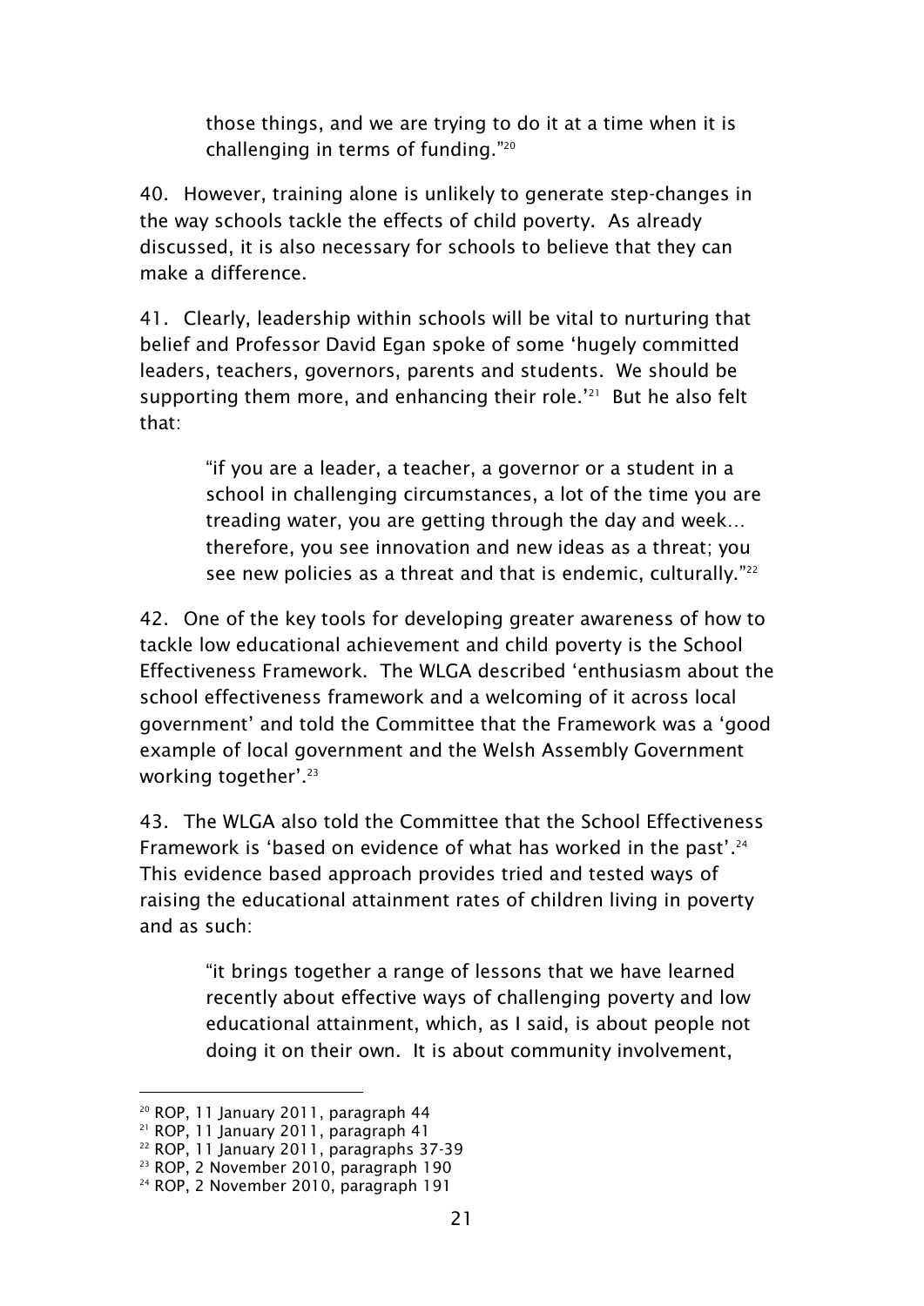> those things, and we are trying to do it at a time when it is challenging in terms of funding."[20]

40. However, training alone is unlikely to generate step-changes in the way schools tackle the effects of child poverty. As already discussed, it is also necessary for schools to believe that they can make a difference.

41. Clearly, leadership within schools will be vital to nurturing that belief and Professor David Egan spoke of some 'hugely committed leaders, teachers, governors, parents and students. We should be supporting them more, and enhancing their role.'[21] But he also felt that:

> "if you are a leader, a teacher, a governor or a student in a school in challenging circumstances, a lot of the time you are treading water, you are getting through the day and week… therefore, you see innovation and new ideas as a threat; you see new policies as a threat and that is endemic, culturally."[22]

42. One of the key tools for developing greater awareness of how to tackle low educational achievement and child poverty is the School Effectiveness Framework. The WLGA described 'enthusiasm about the school effectiveness framework and a welcoming of it across local government' and told the Committee that the Framework was a 'good example of local government and the Welsh Assembly Government working together'.[23]

43. The WLGA also told the Committee that the School Effectiveness Framework is 'based on evidence of what has worked in the past'.[24] This evidence based approach provides tried and tested ways of raising the educational attainment rates of children living in poverty and as such:

> "it brings together a range of lessons that we have learned recently about effective ways of challenging poverty and low educational attainment, which, as I said, is about people not doing it on their own. It is about community involvement,

---

[20] ROP, 11 January 2011, paragraph 44
[21] ROP, 11 January 2011, paragraph 41
[22] ROP, 11 January 2011, paragraphs 37-39
[23] ROP, 2 November 2010, paragraph 190
[24] ROP, 2 November 2010, paragraph 191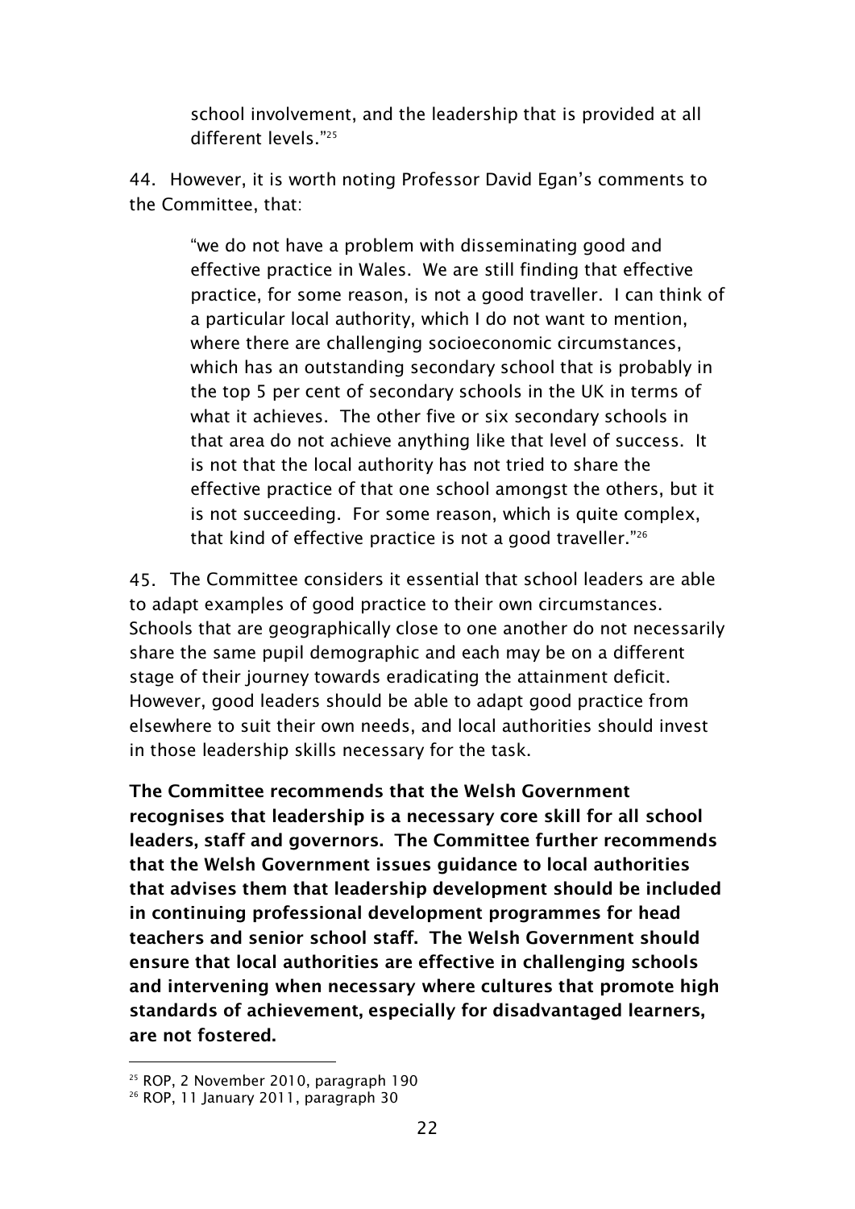> school involvement, and the leadership that is provided at all different levels."[25]

44. However, it is worth noting Professor David Egan's comments to the Committee, that:

> "we do not have a problem with disseminating good and effective practice in Wales. We are still finding that effective practice, for some reason, is not a good traveller. I can think of a particular local authority, which I do not want to mention, where there are challenging socioeconomic circumstances, which has an outstanding secondary school that is probably in the top 5 per cent of secondary schools in the UK in terms of what it achieves. The other five or six secondary schools in that area do not achieve anything like that level of success. It is not that the local authority has not tried to share the effective practice of that one school amongst the others, but it is not succeeding. For some reason, which is quite complex, that kind of effective practice is not a good traveller."[26]

45. The Committee considers it essential that school leaders are able to adapt examples of good practice to their own circumstances. Schools that are geographically close to one another do not necessarily share the same pupil demographic and each may be on a different stage of their journey towards eradicating the attainment deficit. However, good leaders should be able to adapt good practice from elsewhere to suit their own needs, and local authorities should invest in those leadership skills necessary for the task.

**The Committee recommends that the Welsh Government recognises that leadership is a necessary core skill for all school leaders, staff and governors. The Committee further recommends that the Welsh Government issues guidance to local authorities that advises them that leadership development should be included in continuing professional development programmes for head teachers and senior school staff. The Welsh Government should ensure that local authorities are effective in challenging schools and intervening when necessary where cultures that promote high standards of achievement, especially for disadvantaged learners, are not fostered.**

---

[25] ROP, 2 November 2010, paragraph 190

[26] ROP, 11 January 2011, paragraph 30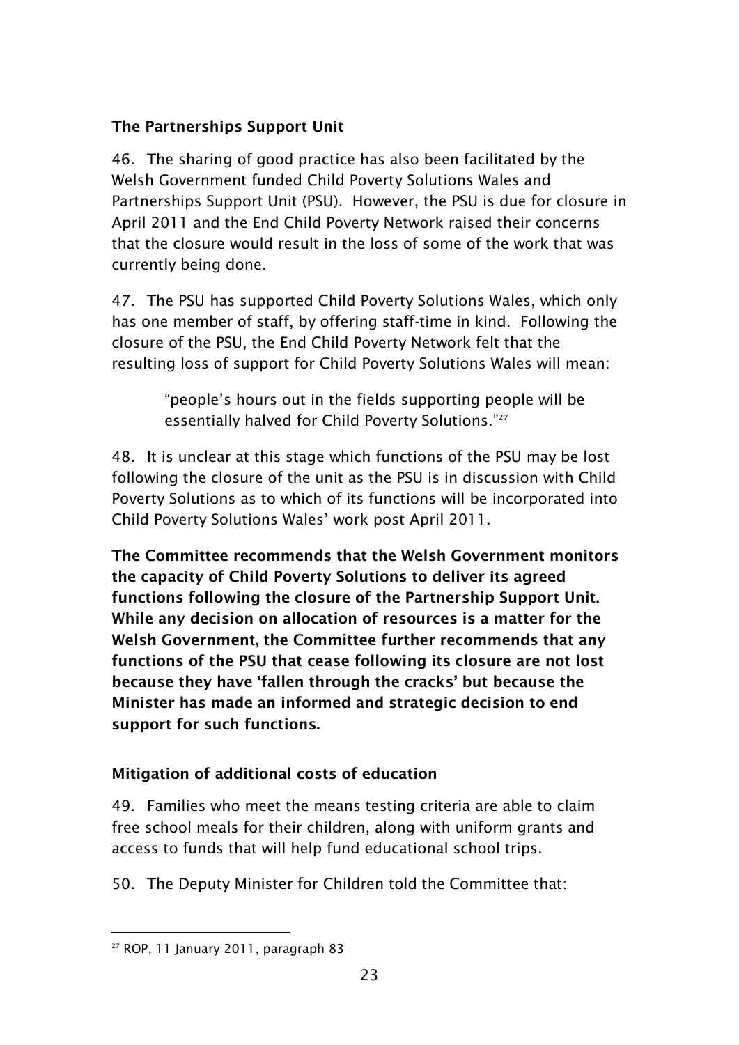### The Partnerships Support Unit

46. The sharing of good practice has also been facilitated by the Welsh Government funded Child Poverty Solutions Wales and Partnerships Support Unit (PSU). However, the PSU is due for closure in April 2011 and the End Child Poverty Network raised their concerns that the closure would result in the loss of some of the work that was currently being done.

47. The PSU has supported Child Poverty Solutions Wales, which only has one member of staff, by offering staff-time in kind. Following the closure of the PSU, the End Child Poverty Network felt that the resulting loss of support for Child Poverty Solutions Wales will mean:

> "people's hours out in the fields supporting people will be essentially halved for Child Poverty Solutions."[27]

48. It is unclear at this stage which functions of the PSU may be lost following the closure of the unit as the PSU is in discussion with Child Poverty Solutions as to which of its functions will be incorporated into Child Poverty Solutions Wales' work post April 2011.

**The Committee recommends that the Welsh Government monitors the capacity of Child Poverty Solutions to deliver its agreed functions following the closure of the Partnership Support Unit. While any decision on allocation of resources is a matter for the Welsh Government, the Committee further recommends that any functions of the PSU that cease following its closure are not lost because they have 'fallen through the cracks' but because the Minister has made an informed and strategic decision to end support for such functions.**

### Mitigation of additional costs of education

49. Families who meet the means testing criteria are able to claim free school meals for their children, along with uniform grants and access to funds that will help fund educational school trips.

50. The Deputy Minister for Children told the Committee that:

---

[27] ROP, 11 January 2011, paragraph 83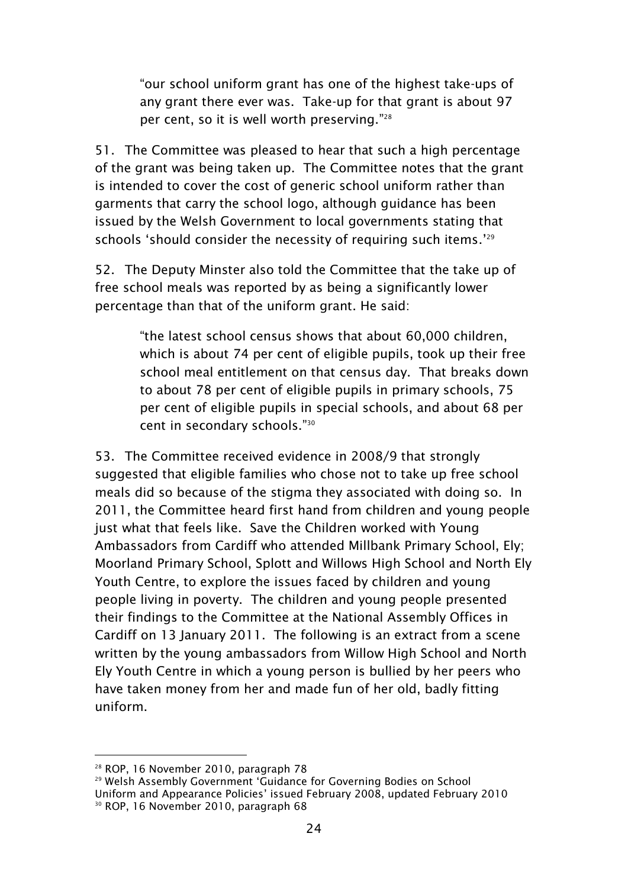> "our school uniform grant has one of the highest take-ups of any grant there ever was. Take-up for that grant is about 97 per cent, so it is well worth preserving."[28]

51. The Committee was pleased to hear that such a high percentage of the grant was being taken up. The Committee notes that the grant is intended to cover the cost of generic school uniform rather than garments that carry the school logo, although guidance has been issued by the Welsh Government to local governments stating that schools 'should consider the necessity of requiring such items.'[29]

52. The Deputy Minister also told the Committee that the take up of free school meals was reported by as being a significantly lower percentage than that of the uniform grant. He said:

> "the latest school census shows that about 60,000 children, which is about 74 per cent of eligible pupils, took up their free school meal entitlement on that census day. That breaks down to about 78 per cent of eligible pupils in primary schools, 75 per cent of eligible pupils in special schools, and about 68 per cent in secondary schools."[30]

53. The Committee received evidence in 2008/9 that strongly suggested that eligible families who chose not to take up free school meals did so because of the stigma they associated with doing so. In 2011, the Committee heard first hand from children and young people just what that feels like. Save the Children worked with Young Ambassadors from Cardiff who attended Millbank Primary School, Ely; Moorland Primary School, Splott and Willows High School and North Ely Youth Centre, to explore the issues faced by children and young people living in poverty. The children and young people presented their findings to the Committee at the National Assembly Offices in Cardiff on 13 January 2011. The following is an extract from a scene written by the young ambassadors from Willow High School and North Ely Youth Centre in which a young person is bullied by her peers who have taken money from her and made fun of her old, badly fitting uniform.

---

[28] ROP, 16 November 2010, paragraph 78

[29] Welsh Assembly Government 'Guidance for Governing Bodies on School Uniform and Appearance Policies' issued February 2008, updated February 2010

[30] ROP, 16 November 2010, paragraph 68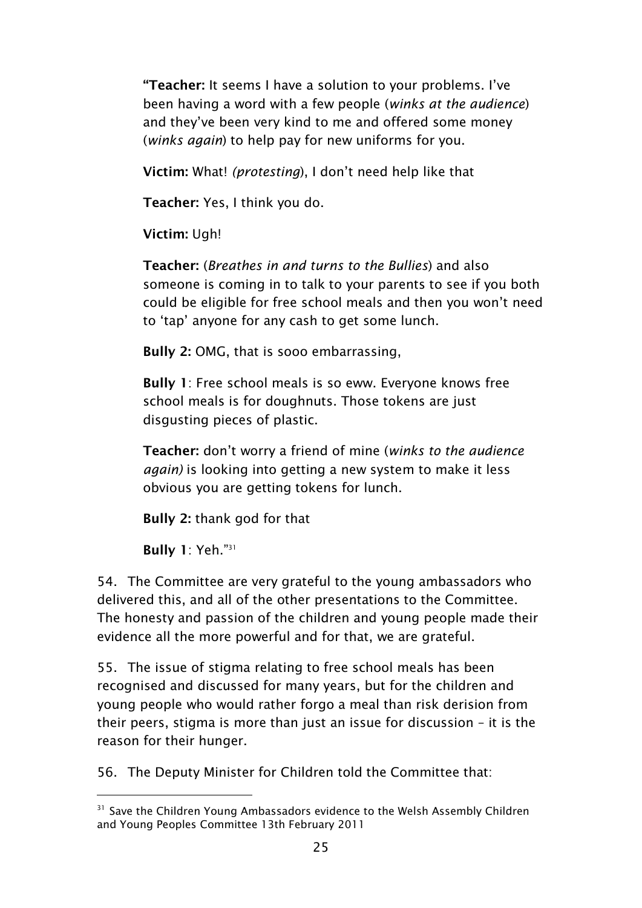"**Teacher:** It seems I have a solution to your problems. I've been having a word with a few people (*winks at the audience*) and they've been very kind to me and offered some money (*winks again*) to help pay for new uniforms for you.

**Victim:** What! *(protesting*), I don't need help like that

**Teacher:** Yes, I think you do.

**Victim:** Ugh!

**Teacher:** (*Breathes in and turns to the Bullies*) and also someone is coming in to talk to your parents to see if you both could be eligible for free school meals and then you won't need to 'tap' anyone for any cash to get some lunch.

**Bully 2:** OMG, that is sooo embarrassing,

**Bully 1**: Free school meals is so eww. Everyone knows free school meals is for doughnuts. Those tokens are just disgusting pieces of plastic.

**Teacher:** don't worry a friend of mine (*winks to the audience again)* is looking into getting a new system to make it less obvious you are getting tokens for lunch.

**Bully 2:** thank god for that

**Bully 1**: Yeh."[31]

54. The Committee are very grateful to the young ambassadors who delivered this, and all of the other presentations to the Committee. The honesty and passion of the children and young people made their evidence all the more powerful and for that, we are grateful.

55. The issue of stigma relating to free school meals has been recognised and discussed for many years, but for the children and young people who would rather forgo a meal than risk derision from their peers, stigma is more than just an issue for discussion – it is the reason for their hunger.

56. The Deputy Minister for Children told the Committee that:

---

[31] Save the Children Young Ambassadors evidence to the Welsh Assembly Children and Young Peoples Committee 13th February 2011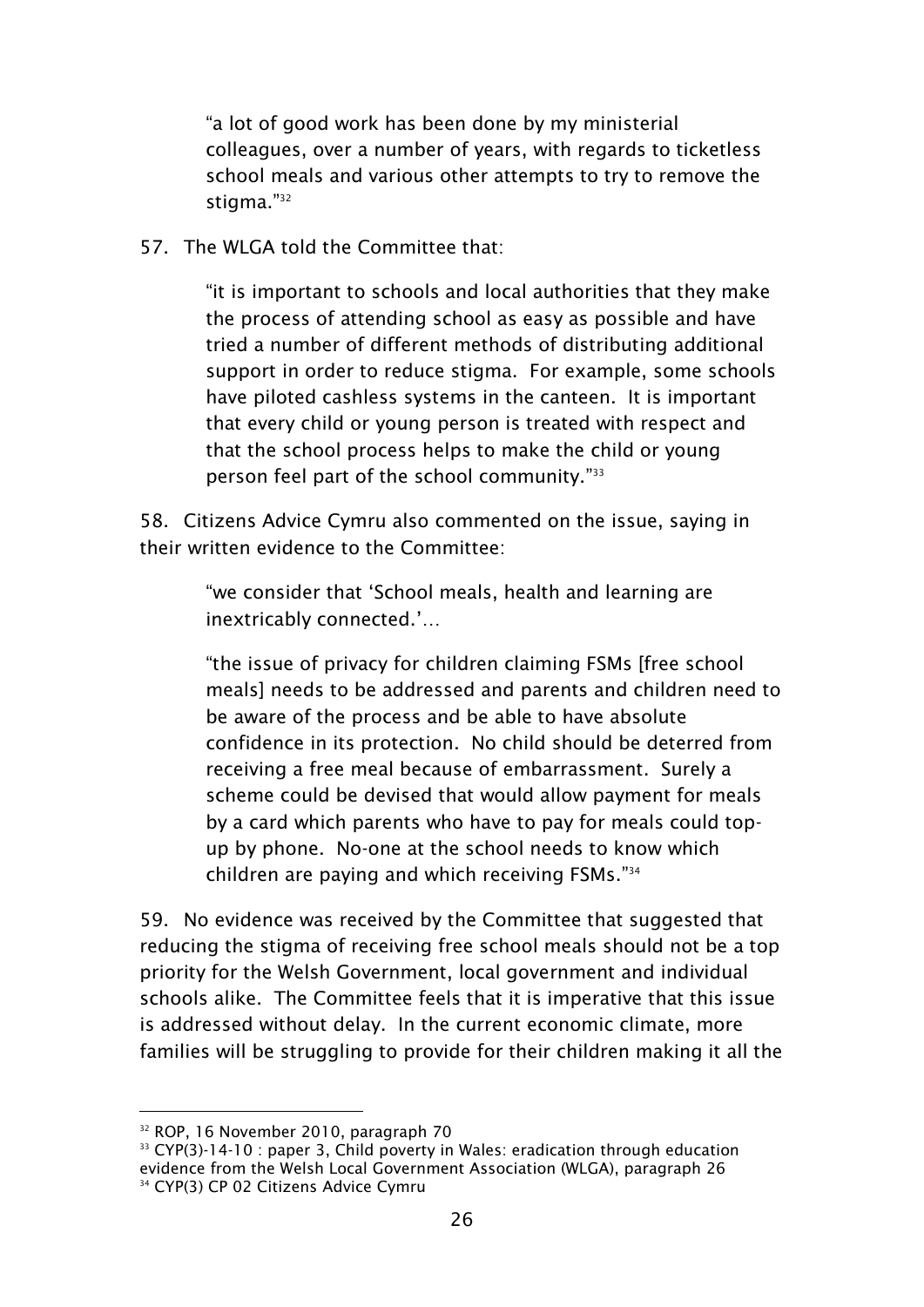> "a lot of good work has been done by my ministerial colleagues, over a number of years, with regards to ticketless school meals and various other attempts to try to remove the stigma."[32]

57. The WLGA told the Committee that:

> "it is important to schools and local authorities that they make the process of attending school as easy as possible and have tried a number of different methods of distributing additional support in order to reduce stigma. For example, some schools have piloted cashless systems in the canteen. It is important that every child or young person is treated with respect and that the school process helps to make the child or young person feel part of the school community."[33]

58. Citizens Advice Cymru also commented on the issue, saying in their written evidence to the Committee:

> "we consider that 'School meals, health and learning are inextricably connected.'…
>
> "the issue of privacy for children claiming FSMs [free school meals] needs to be addressed and parents and children need to be aware of the process and be able to have absolute confidence in its protection. No child should be deterred from receiving a free meal because of embarrassment. Surely a scheme could be devised that would allow payment for meals by a card which parents who have to pay for meals could top-up by phone. No-one at the school needs to know which children are paying and which receiving FSMs."[34]

59. No evidence was received by the Committee that suggested that reducing the stigma of receiving free school meals should not be a top priority for the Welsh Government, local government and individual schools alike. The Committee feels that it is imperative that this issue is addressed without delay. In the current economic climate, more families will be struggling to provide for their children making it all the

---

[32] ROP, 16 November 2010, paragraph 70

[33] CYP(3)-14-10 : paper 3, Child poverty in Wales: eradication through education evidence from the Welsh Local Government Association (WLGA), paragraph 26

[34] CYP(3) CP 02 Citizens Advice Cymru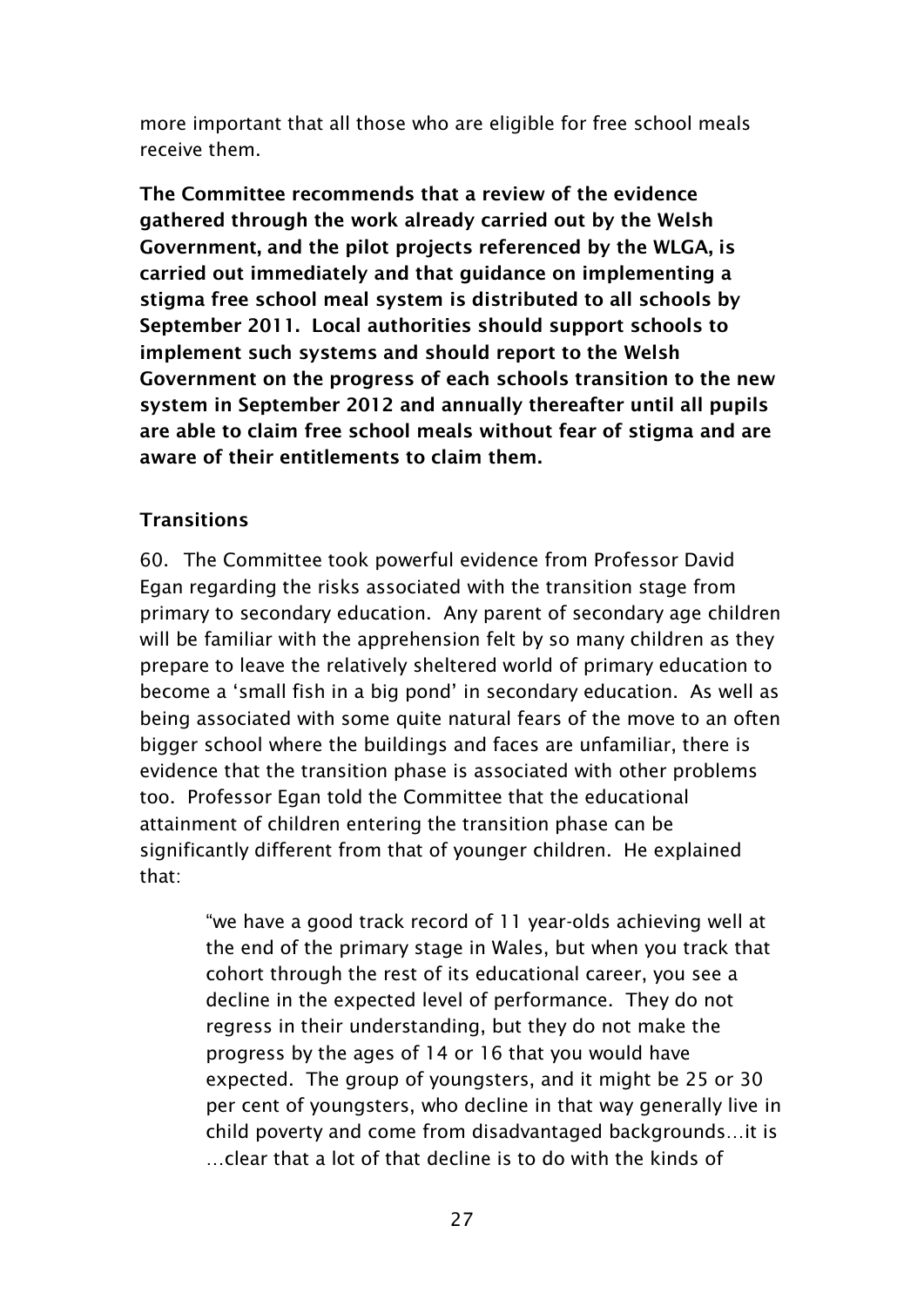more important that all those who are eligible for free school meals receive them.

**The Committee recommends that a review of the evidence gathered through the work already carried out by the Welsh Government, and the pilot projects referenced by the WLGA, is carried out immediately and that guidance on implementing a stigma free school meal system is distributed to all schools by September 2011. Local authorities should support schools to implement such systems and should report to the Welsh Government on the progress of each schools transition to the new system in September 2012 and annually thereafter until all pupils are able to claim free school meals without fear of stigma and are aware of their entitlements to claim them.**

### Transitions

60. The Committee took powerful evidence from Professor David Egan regarding the risks associated with the transition stage from primary to secondary education. Any parent of secondary age children will be familiar with the apprehension felt by so many children as they prepare to leave the relatively sheltered world of primary education to become a 'small fish in a big pond' in secondary education. As well as being associated with some quite natural fears of the move to an often bigger school where the buildings and faces are unfamiliar, there is evidence that the transition phase is associated with other problems too. Professor Egan told the Committee that the educational attainment of children entering the transition phase can be significantly different from that of younger children. He explained that:

> "we have a good track record of 11 year-olds achieving well at the end of the primary stage in Wales, but when you track that cohort through the rest of its educational career, you see a decline in the expected level of performance. They do not regress in their understanding, but they do not make the progress by the ages of 14 or 16 that you would have expected. The group of youngsters, and it might be 25 or 30 per cent of youngsters, who decline in that way generally live in child poverty and come from disadvantaged backgrounds…it is …clear that a lot of that decline is to do with the kinds of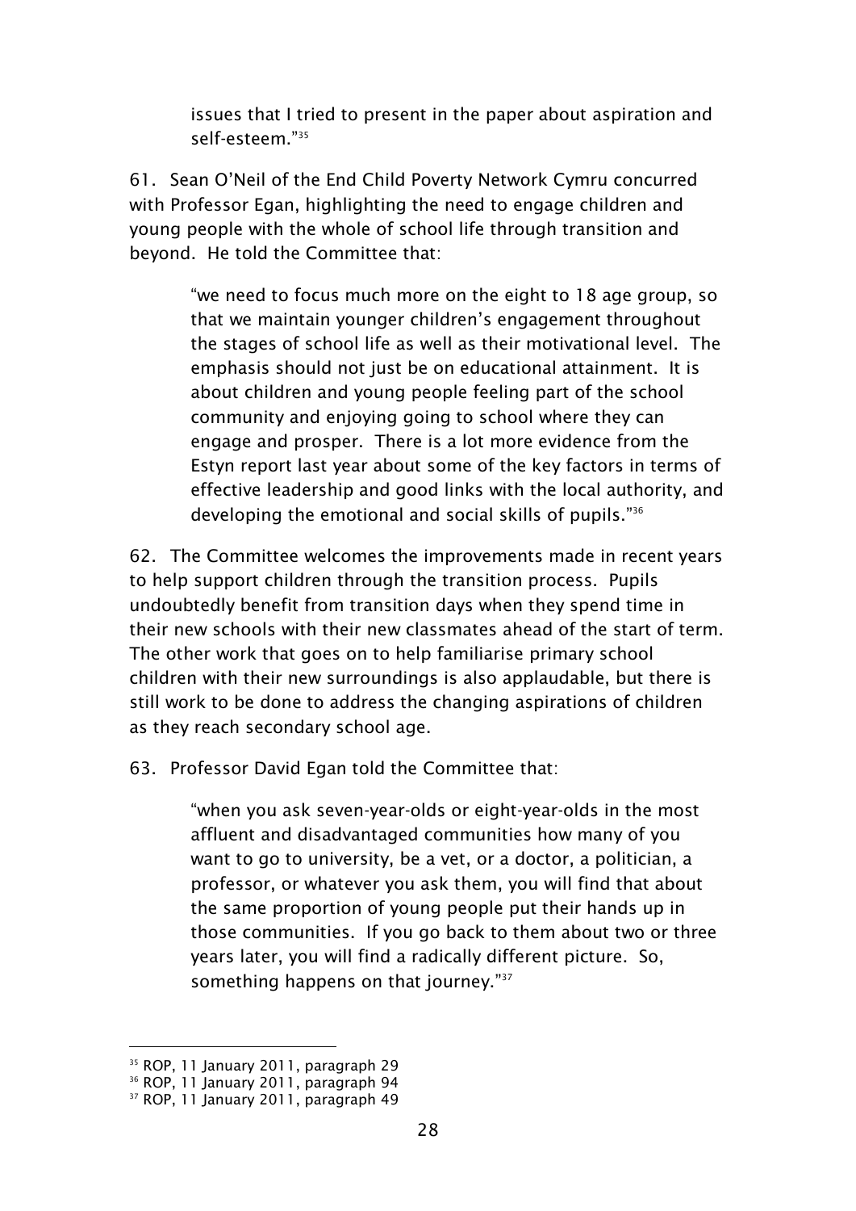> issues that I tried to present in the paper about aspiration and self-esteem."[35]

61. Sean O'Neil of the End Child Poverty Network Cymru concurred with Professor Egan, highlighting the need to engage children and young people with the whole of school life through transition and beyond. He told the Committee that:

> "we need to focus much more on the eight to 18 age group, so that we maintain younger children's engagement throughout the stages of school life as well as their motivational level. The emphasis should not just be on educational attainment. It is about children and young people feeling part of the school community and enjoying going to school where they can engage and prosper. There is a lot more evidence from the Estyn report last year about some of the key factors in terms of effective leadership and good links with the local authority, and developing the emotional and social skills of pupils."[36]

62. The Committee welcomes the improvements made in recent years to help support children through the transition process. Pupils undoubtedly benefit from transition days when they spend time in their new schools with their new classmates ahead of the start of term. The other work that goes on to help familiarise primary school children with their new surroundings is also applaudable, but there is still work to be done to address the changing aspirations of children as they reach secondary school age.

63. Professor David Egan told the Committee that:

> "when you ask seven-year-olds or eight-year-olds in the most affluent and disadvantaged communities how many of you want to go to university, be a vet, or a doctor, a politician, a professor, or whatever you ask them, you will find that about the same proportion of young people put their hands up in those communities. If you go back to them about two or three years later, you will find a radically different picture. So, something happens on that journey."[37]

---

[35] ROP, 11 January 2011, paragraph 29

[36] ROP, 11 January 2011, paragraph 94

[37] ROP, 11 January 2011, paragraph 49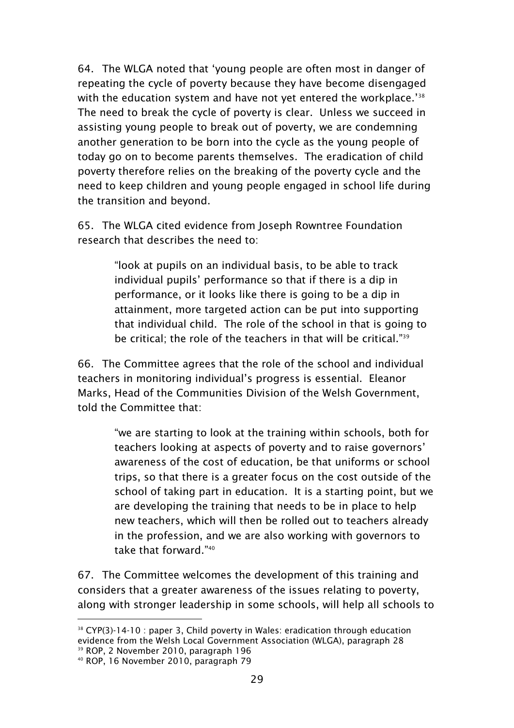64. The WLGA noted that 'young people are often most in danger of repeating the cycle of poverty because they have become disengaged with the education system and have not yet entered the workplace.'[38] The need to break the cycle of poverty is clear. Unless we succeed in assisting young people to break out of poverty, we are condemning another generation to be born into the cycle as the young people of today go on to become parents themselves. The eradication of child poverty therefore relies on the breaking of the poverty cycle and the need to keep children and young people engaged in school life during the transition and beyond.

65. The WLGA cited evidence from Joseph Rowntree Foundation research that describes the need to:

> "look at pupils on an individual basis, to be able to track individual pupils' performance so that if there is a dip in performance, or it looks like there is going to be a dip in attainment, more targeted action can be put into supporting that individual child. The role of the school in that is going to be critical; the role of the teachers in that will be critical."[39]

66. The Committee agrees that the role of the school and individual teachers in monitoring individual's progress is essential. Eleanor Marks, Head of the Communities Division of the Welsh Government, told the Committee that:

> "we are starting to look at the training within schools, both for teachers looking at aspects of poverty and to raise governors' awareness of the cost of education, be that uniforms or school trips, so that there is a greater focus on the cost outside of the school of taking part in education. It is a starting point, but we are developing the training that needs to be in place to help new teachers, which will then be rolled out to teachers already in the profession, and we are also working with governors to take that forward."[40]

67. The Committee welcomes the development of this training and considers that a greater awareness of the issues relating to poverty, along with stronger leadership in some schools, will help all schools to

---

[38] CYP(3)-14-10 : paper 3, Child poverty in Wales: eradication through education evidence from the Welsh Local Government Association (WLGA), paragraph 28

[39] ROP, 2 November 2010, paragraph 196

[40] ROP, 16 November 2010, paragraph 79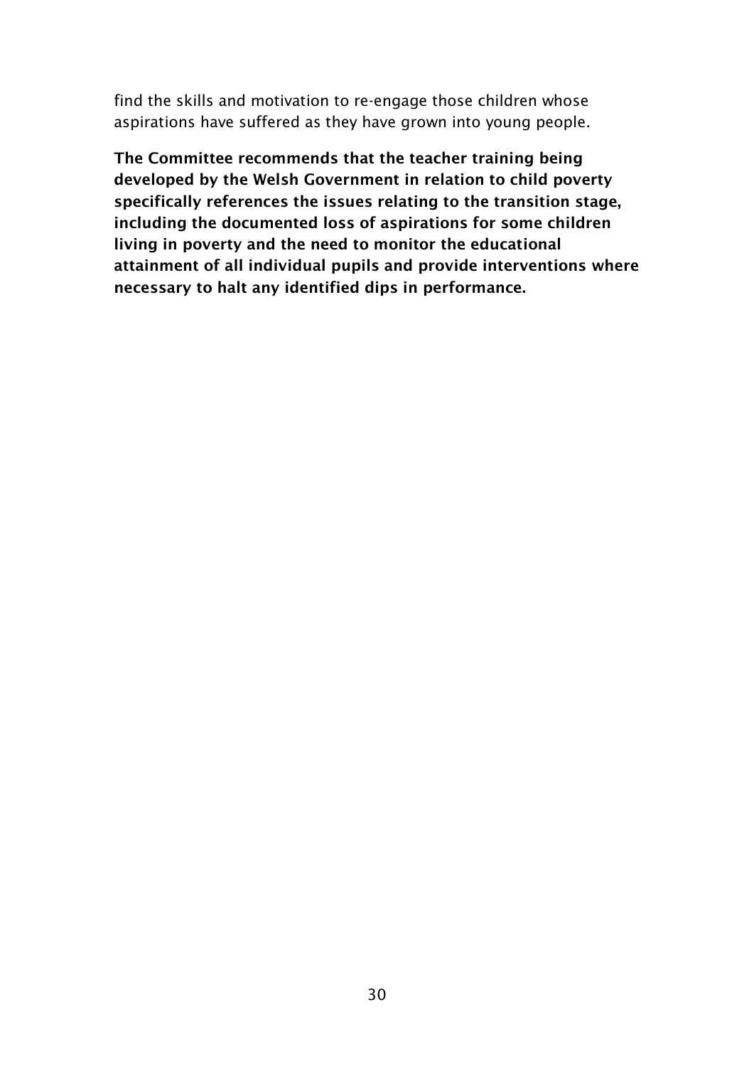find the skills and motivation to re-engage those children whose aspirations have suffered as they have grown into young people.

**The Committee recommends that the teacher training being developed by the Welsh Government in relation to child poverty specifically references the issues relating to the transition stage, including the documented loss of aspirations for some children living in poverty and the need to monitor the educational attainment of all individual pupils and provide interventions where necessary to halt any identified dips in performance.**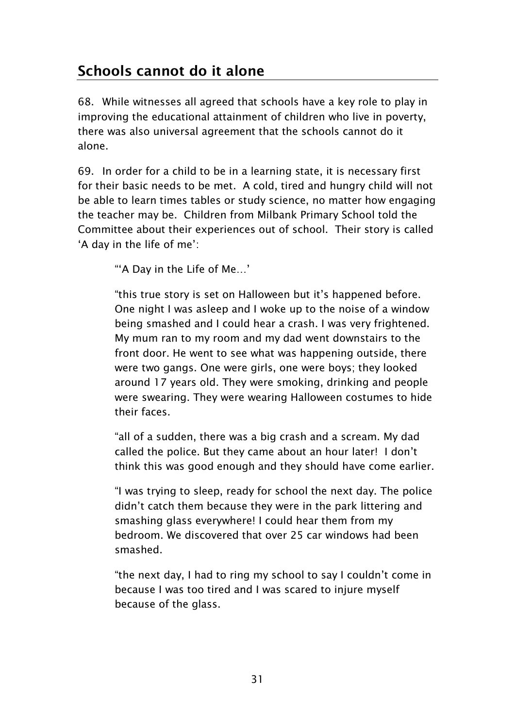## Schools cannot do it alone

68. While witnesses all agreed that schools have a key role to play in improving the educational attainment of children who live in poverty, there was also universal agreement that the schools cannot do it alone.

69. In order for a child to be in a learning state, it is necessary first for their basic needs to be met. A cold, tired and hungry child will not be able to learn times tables or study science, no matter how engaging the teacher may be. Children from Milbank Primary School told the Committee about their experiences out of school. Their story is called 'A day in the life of me':

> "'A Day in the Life of Me…'
>
> "this true story is set on Halloween but it's happened before. One night I was asleep and I woke up to the noise of a window being smashed and I could hear a crash. I was very frightened. My mum ran to my room and my dad went downstairs to the front door. He went to see what was happening outside, there were two gangs. One were girls, one were boys; they looked around 17 years old. They were smoking, drinking and people were swearing. They were wearing Halloween costumes to hide their faces.
>
> "all of a sudden, there was a big crash and a scream. My dad called the police. But they came about an hour later! I don't think this was good enough and they should have come earlier.
>
> "I was trying to sleep, ready for school the next day. The police didn't catch them because they were in the park littering and smashing glass everywhere! I could hear them from my bedroom. We discovered that over 25 car windows had been smashed.
>
> "the next day, I had to ring my school to say I couldn't come in because I was too tired and I was scared to injure myself because of the glass.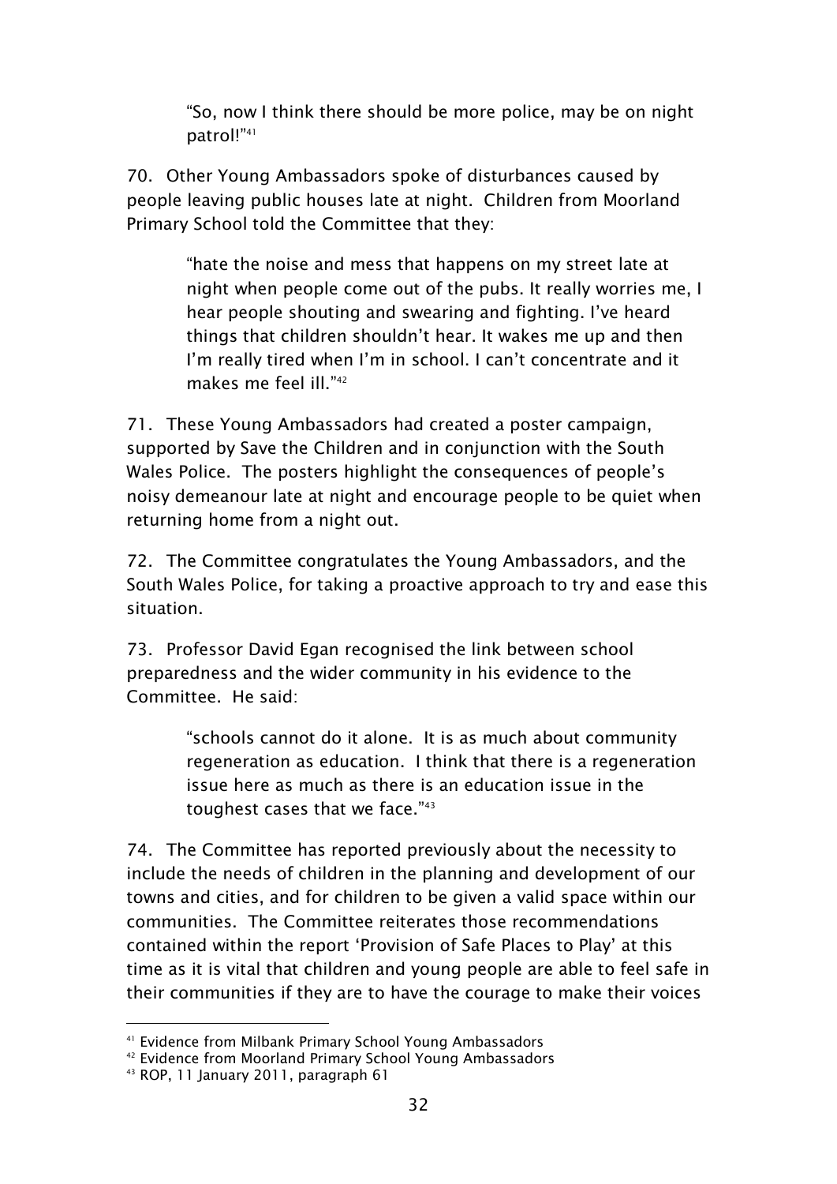> "So, now I think there should be more police, may be on night patrol!"[41]

70. Other Young Ambassadors spoke of disturbances caused by people leaving public houses late at night. Children from Moorland Primary School told the Committee that they:

> "hate the noise and mess that happens on my street late at night when people come out of the pubs. It really worries me, I hear people shouting and swearing and fighting. I've heard things that children shouldn't hear. It wakes me up and then I'm really tired when I'm in school. I can't concentrate and it makes me feel ill."[42]

71. These Young Ambassadors had created a poster campaign, supported by Save the Children and in conjunction with the South Wales Police. The posters highlight the consequences of people's noisy demeanour late at night and encourage people to be quiet when returning home from a night out.

72. The Committee congratulates the Young Ambassadors, and the South Wales Police, for taking a proactive approach to try and ease this situation.

73. Professor David Egan recognised the link between school preparedness and the wider community in his evidence to the Committee. He said:

> "schools cannot do it alone. It is as much about community regeneration as education. I think that there is a regeneration issue here as much as there is an education issue in the toughest cases that we face."[43]

74. The Committee has reported previously about the necessity to include the needs of children in the planning and development of our towns and cities, and for children to be given a valid space within our communities. The Committee reiterates those recommendations contained within the report 'Provision of Safe Places to Play' at this time as it is vital that children and young people are able to feel safe in their communities if they are to have the courage to make their voices

---

[41] Evidence from Milbank Primary School Young Ambassadors

[42] Evidence from Moorland Primary School Young Ambassadors

[43] ROP, 11 January 2011, paragraph 61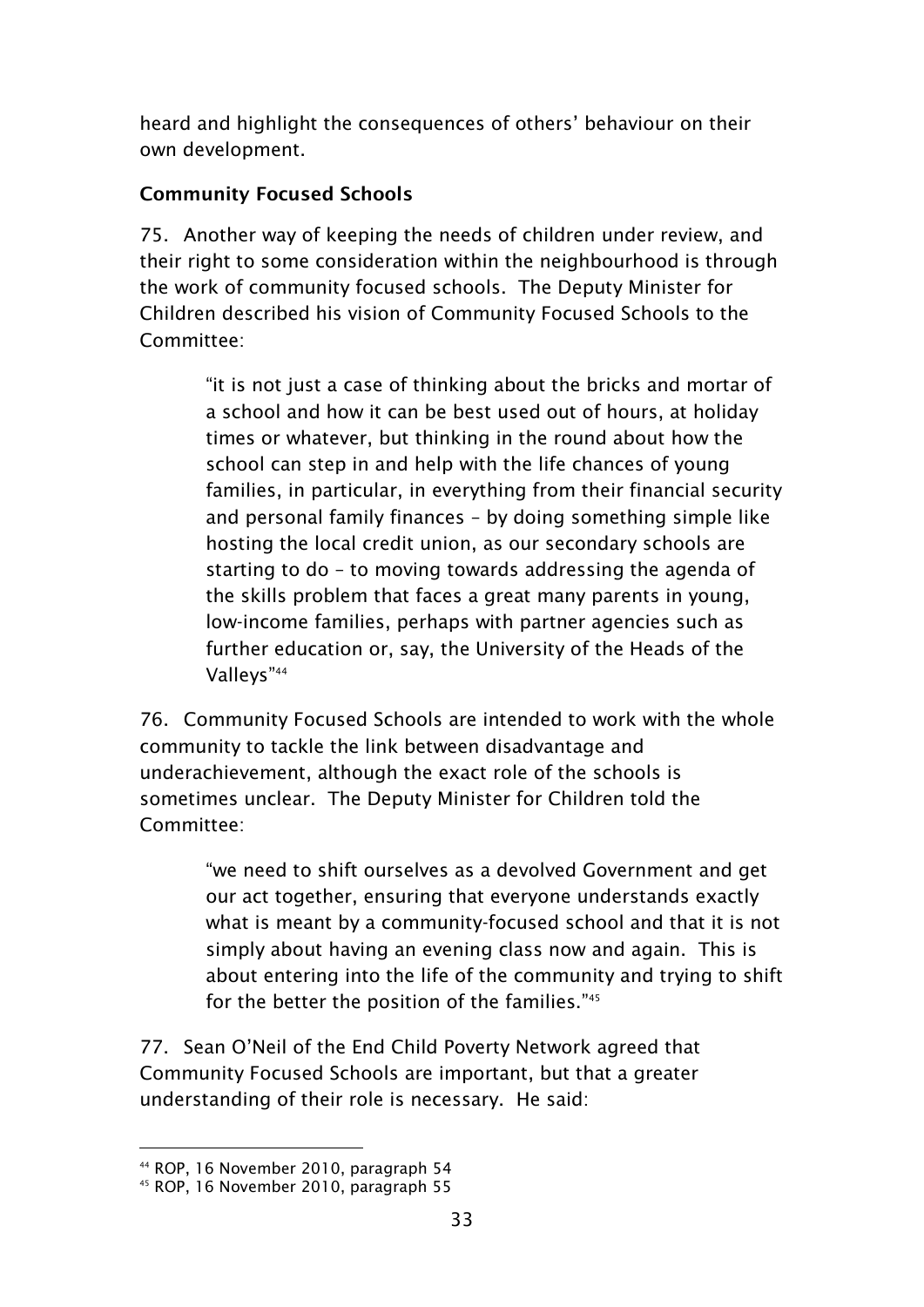heard and highlight the consequences of others' behaviour on their own development.

**Community Focused Schools**

75. Another way of keeping the needs of children under review, and their right to some consideration within the neighbourhood is through the work of community focused schools. The Deputy Minister for Children described his vision of Community Focused Schools to the Committee:

> "it is not just a case of thinking about the bricks and mortar of a school and how it can be best used out of hours, at holiday times or whatever, but thinking in the round about how the school can step in and help with the life chances of young families, in particular, in everything from their financial security and personal family finances – by doing something simple like hosting the local credit union, as our secondary schools are starting to do – to moving towards addressing the agenda of the skills problem that faces a great many parents in young, low-income families, perhaps with partner agencies such as further education or, say, the University of the Heads of the Valleys"[44]

76. Community Focused Schools are intended to work with the whole community to tackle the link between disadvantage and underachievement, although the exact role of the schools is sometimes unclear. The Deputy Minister for Children told the Committee:

> "we need to shift ourselves as a devolved Government and get our act together, ensuring that everyone understands exactly what is meant by a community-focused school and that it is not simply about having an evening class now and again. This is about entering into the life of the community and trying to shift for the better the position of the families."[45]

77. Sean O'Neil of the End Child Poverty Network agreed that Community Focused Schools are important, but that a greater understanding of their role is necessary. He said:

---

[44] ROP, 16 November 2010, paragraph 54

[45] ROP, 16 November 2010, paragraph 55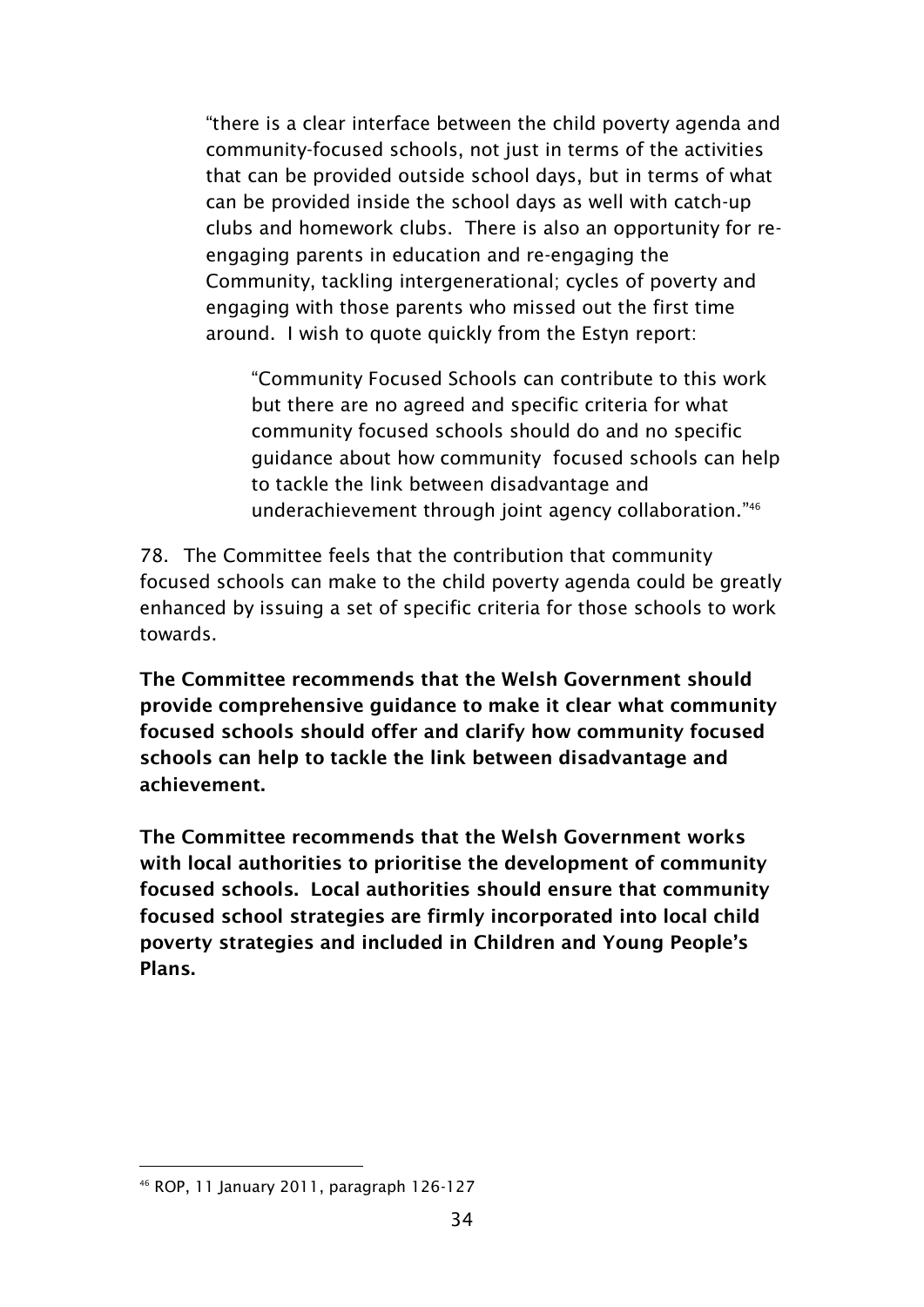"there is a clear interface between the child poverty agenda and community-focused schools, not just in terms of the activities that can be provided outside school days, but in terms of what can be provided inside the school days as well with catch-up clubs and homework clubs. There is also an opportunity for re-engaging parents in education and re-engaging the Community, tackling intergenerational; cycles of poverty and engaging with those parents who missed out the first time around. I wish to quote quickly from the Estyn report:

> "Community Focused Schools can contribute to this work but there are no agreed and specific criteria for what community focused schools should do and no specific guidance about how community focused schools can help to tackle the link between disadvantage and underachievement through joint agency collaboration."[46]

78. The Committee feels that the contribution that community focused schools can make to the child poverty agenda could be greatly enhanced by issuing a set of specific criteria for those schools to work towards.

**The Committee recommends that the Welsh Government should provide comprehensive guidance to make it clear what community focused schools should offer and clarify how community focused schools can help to tackle the link between disadvantage and achievement.**

**The Committee recommends that the Welsh Government works with local authorities to prioritise the development of community focused schools. Local authorities should ensure that community focused school strategies are firmly incorporated into local child poverty strategies and included in Children and Young People's Plans.**

---

[46] ROP, 11 January 2011, paragraph 126-127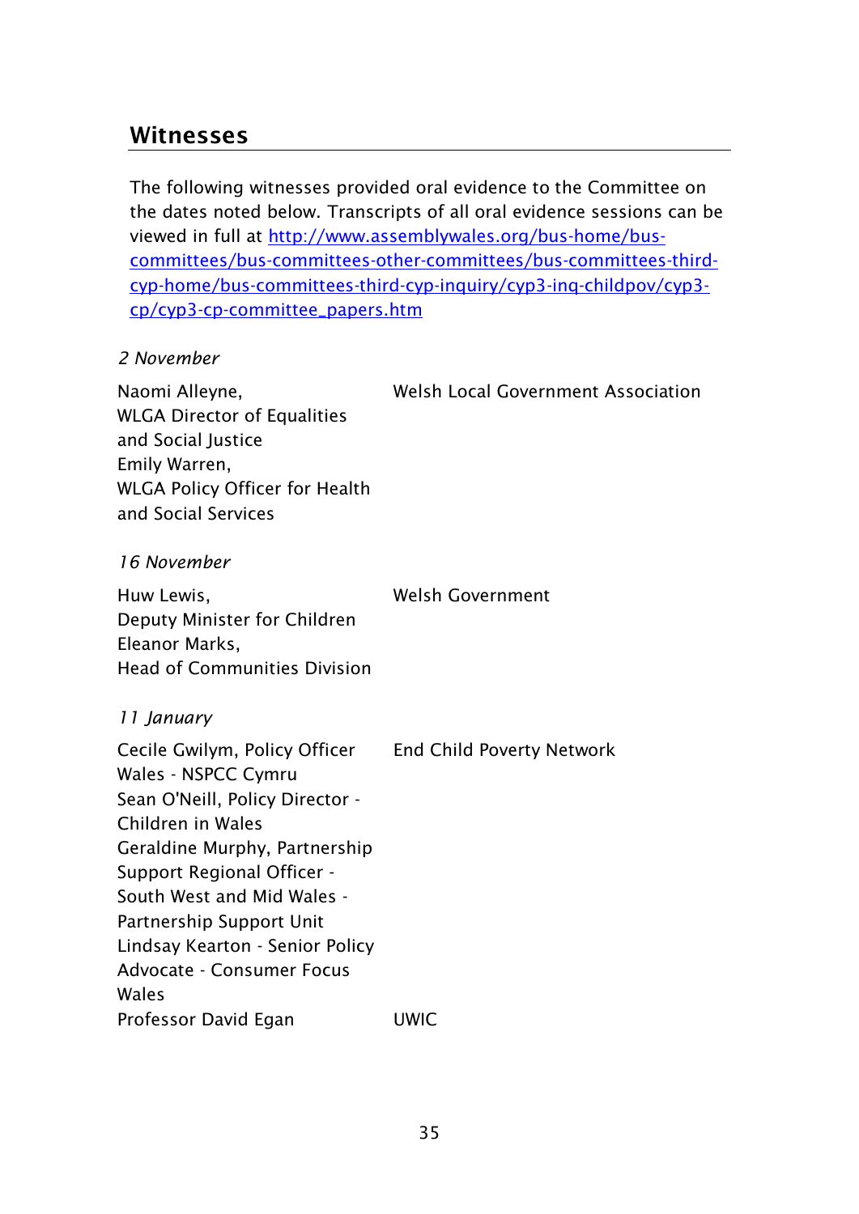## Witnesses

The following witnesses provided oral evidence to the Committee on the dates noted below. Transcripts of all oral evidence sessions can be viewed in full at [http://www.assemblywales.org/bus-home/bus-committees/bus-committees-other-committees/bus-committees-third-cyp-home/bus-committees-third-cyp-inquiry/cyp3-inq-childpov/cyp3-cp/cyp3-cp-committee_papers.htm](http://www.assemblywales.org/bus-home/bus-committees/bus-committees-other-committees/bus-committees-third-cyp-home/bus-committees-third-cyp-inquiry/cyp3-inq-childpov/cyp3-cp/cyp3-cp-committee_papers.htm)

*2 November*

| | |
|---|---|
| Naomi Alleyne, WLGA Director of Equalities and Social Justice<br>Emily Warren, WLGA Policy Officer for Health and Social Services | Welsh Local Government Association |

*16 November*

| | |
|---|---|
| Huw Lewis, Deputy Minister for Children<br>Eleanor Marks, Head of Communities Division | Welsh Government |

*11 January*

| | |
|---|---|
| Cecile Gwilym, Policy Officer Wales - NSPCC Cymru<br>Sean O'Neill, Policy Director - Children in Wales<br>Geraldine Murphy, Partnership Support Regional Officer - South West and Mid Wales - Partnership Support Unit<br>Lindsay Kearton - Senior Policy Advocate - Consumer Focus Wales | End Child Poverty Network |
| Professor David Egan | UWIC |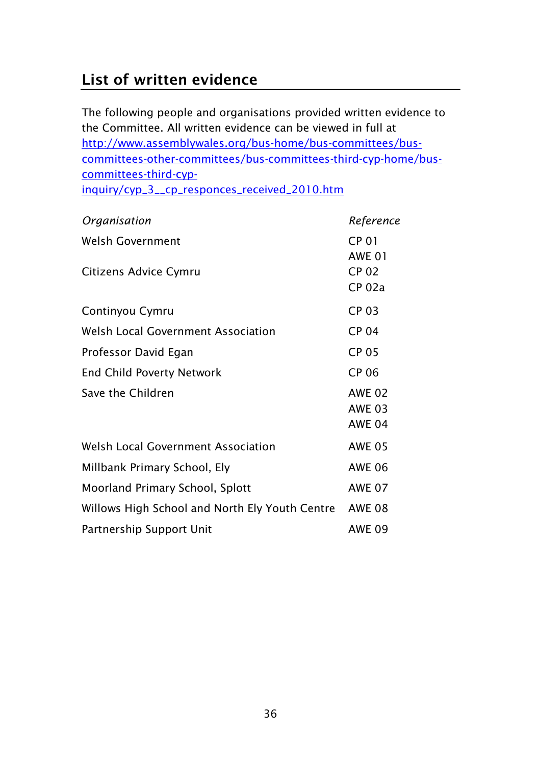## List of written evidence

The following people and organisations provided written evidence to the Committee. All written evidence can be viewed in full at http://www.assemblywales.org/bus-home/bus-committees/bus-committees-other-committees/bus-committees-third-cyp-home/bus-committees-third-cyp-inquiry/cyp_3__cp_responces_received_2010.htm

| *Organisation* | *Reference* |
|---|---|
| Welsh Government | CP 01<br>AWE 01 |
| Citizens Advice Cymru | CP 02<br>CP 02a |
| Continyou Cymru | CP 03 |
| Welsh Local Government Association | CP 04 |
| Professor David Egan | CP 05 |
| End Child Poverty Network | CP 06 |
| Save the Children | AWE 02<br>AWE 03<br>AWE 04 |
| Welsh Local Government Association | AWE 05 |
| Millbank Primary School, Ely | AWE 06 |
| Moorland Primary School, Splott | AWE 07 |
| Willows High School and North Ely Youth Centre | AWE 08 |
| Partnership Support Unit | AWE 09 |